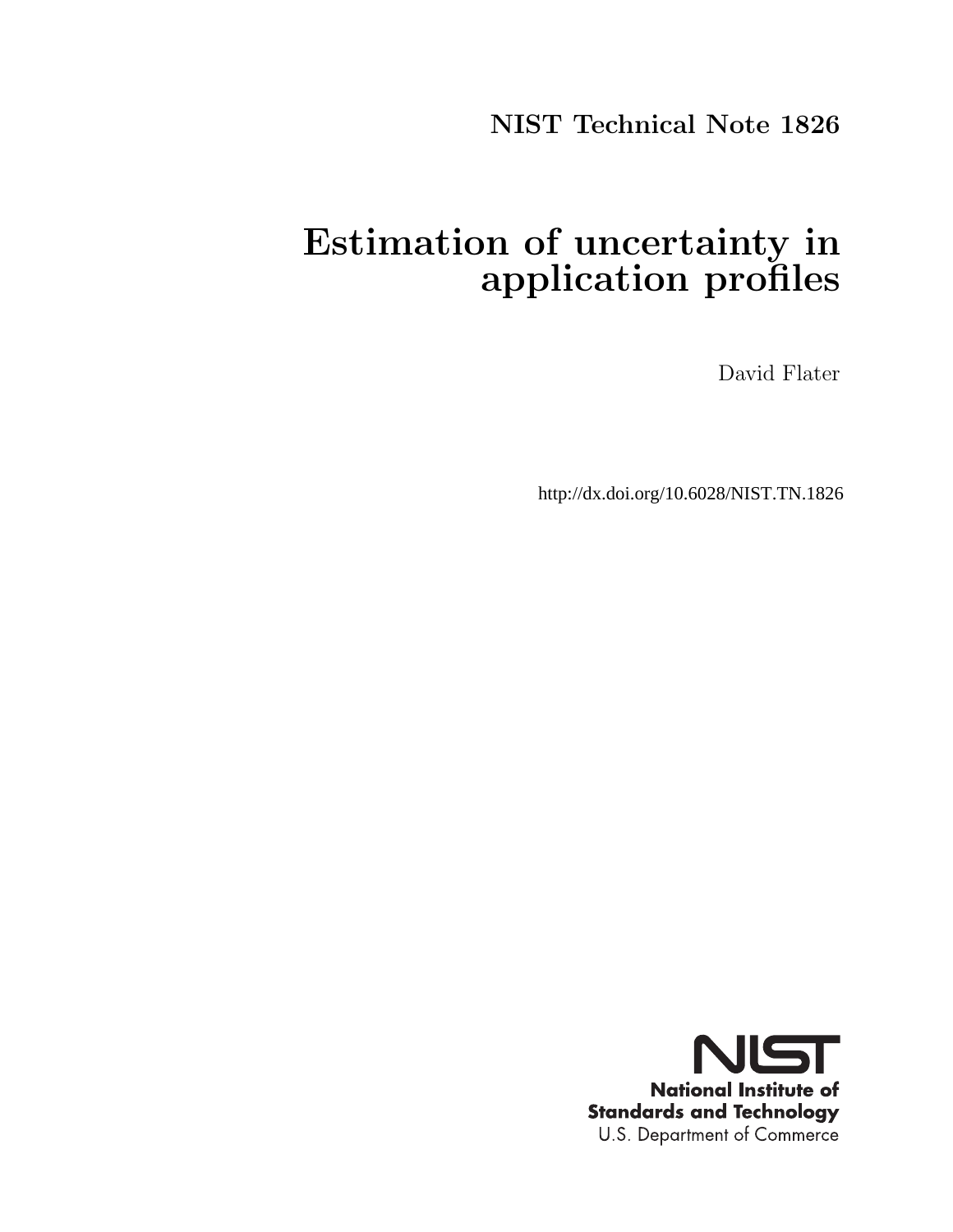NIST Technical Note 1826

# Estimation of uncertainty in application profiles

David Flater

http://dx.doi.org/10.6028/NIST.TN.1826

**National Institute of Standards and Technology**
U.S. Department of Commerce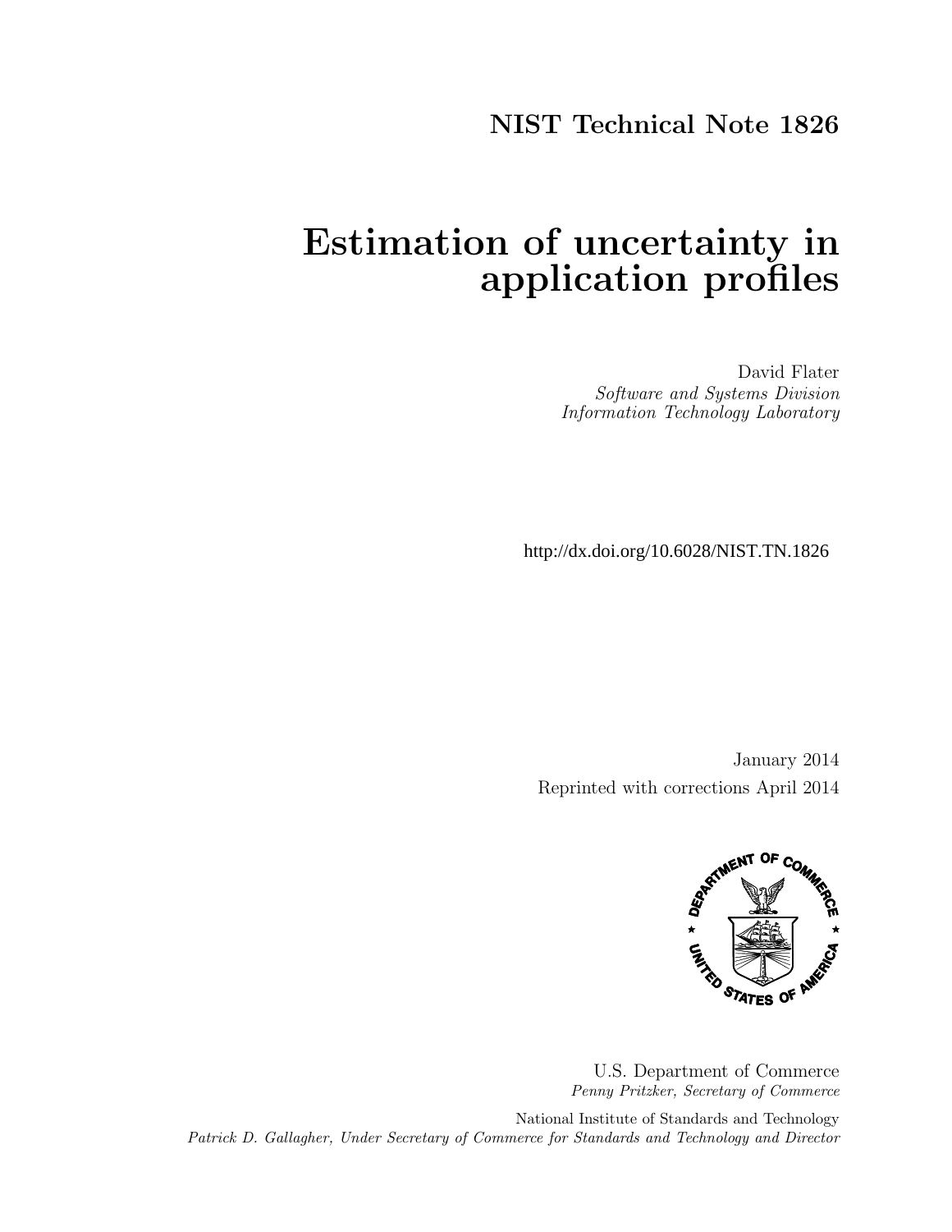**NIST Technical Note 1826**

# Estimation of uncertainty in application profiles

David Flater
*Software and Systems Division*
*Information Technology Laboratory*

http://dx.doi.org/10.6028/NIST.TN.1826

January 2014
Reprinted with corrections April 2014

U.S. Department of Commerce
*Penny Pritzker, Secretary of Commerce*

National Institute of Standards and Technology
*Patrick D. Gallagher, Under Secretary of Commerce for Standards and Technology and Director*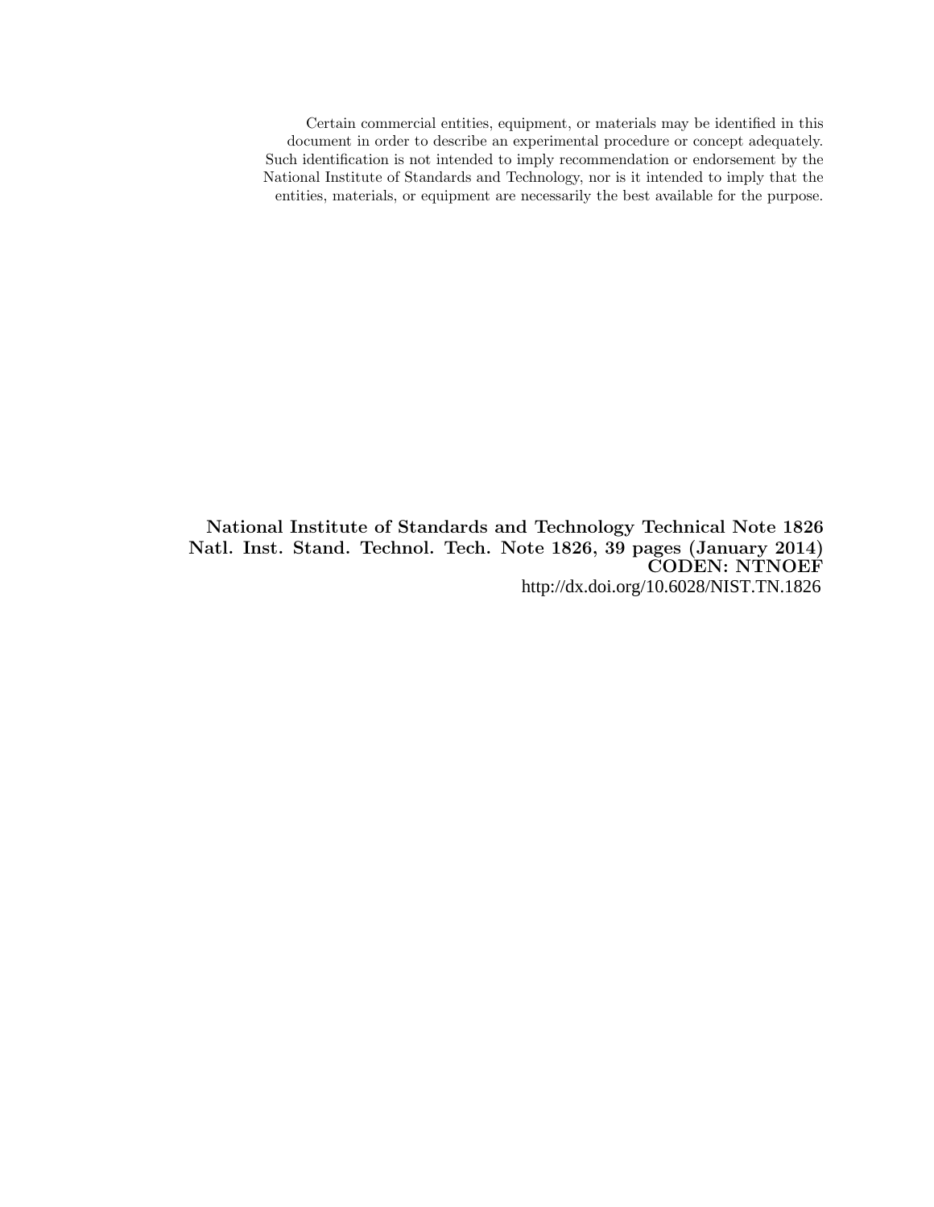Certain commercial entities, equipment, or materials may be identified in this document in order to describe an experimental procedure or concept adequately. Such identification is not intended to imply recommendation or endorsement by the National Institute of Standards and Technology, nor is it intended to imply that the entities, materials, or equipment are necessarily the best available for the purpose.

**National Institute of Standards and Technology Technical Note 1826**
**Natl. Inst. Stand. Technol. Tech. Note 1826, 39 pages (January 2014)**
**CODEN: NTNOEF**
http://dx.doi.org/10.6028/NIST.TN.1826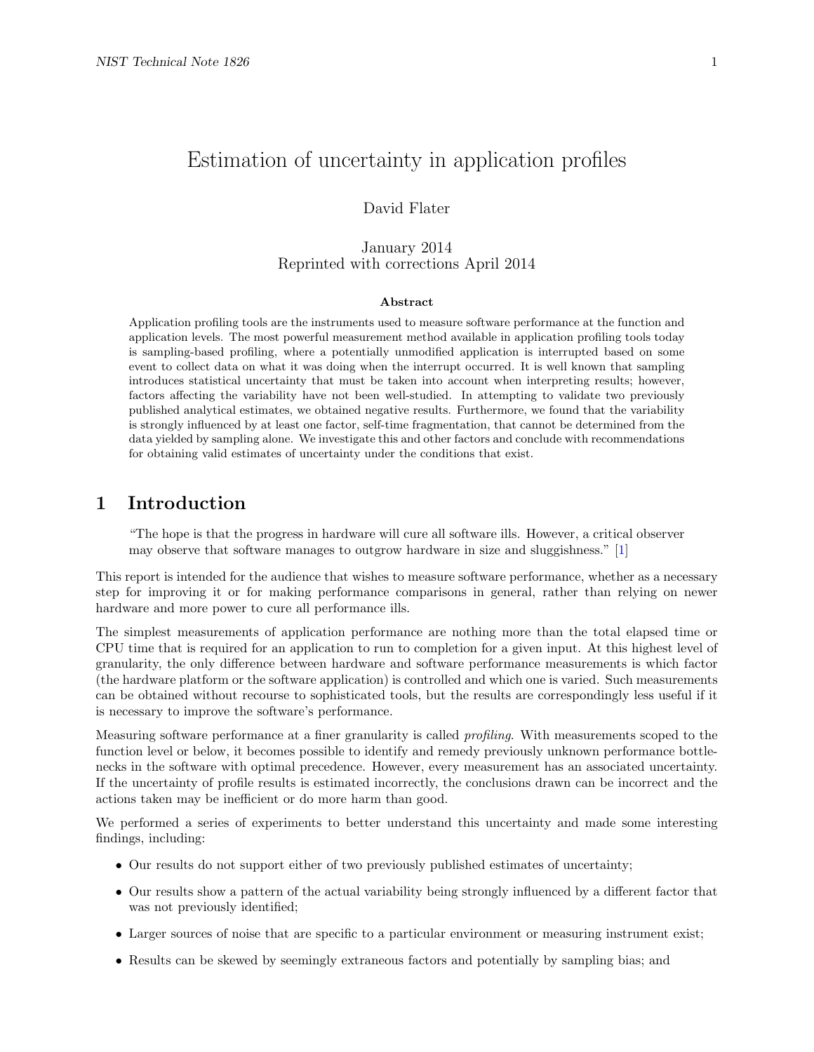# Estimation of uncertainty in application profiles

David Flater

January 2014
Reprinted with corrections April 2014

**Abstract**

Application profiling tools are the instruments used to measure software performance at the function and application levels. The most powerful measurement method available in application profiling tools today is sampling-based profiling, where a potentially unmodified application is interrupted based on some event to collect data on what it was doing when the interrupt occurred. It is well known that sampling introduces statistical uncertainty that must be taken into account when interpreting results; however, factors affecting the variability have not been well-studied. In attempting to validate two previously published analytical estimates, we obtained negative results. Furthermore, we found that the variability is strongly influenced by at least one factor, self-time fragmentation, that cannot be determined from the data yielded by sampling alone. We investigate this and other factors and conclude with recommendations for obtaining valid estimates of uncertainty under the conditions that exist.

## 1 Introduction

> "The hope is that the progress in hardware will cure all software ills. However, a critical observer may observe that software manages to outgrow hardware in size and sluggishness." [1]

This report is intended for the audience that wishes to measure software performance, whether as a necessary step for improving it or for making performance comparisons in general, rather than relying on newer hardware and more power to cure all performance ills.

The simplest measurements of application performance are nothing more than the total elapsed time or CPU time that is required for an application to run to completion for a given input. At this highest level of granularity, the only difference between hardware and software performance measurements is which factor (the hardware platform or the software application) is controlled and which one is varied. Such measurements can be obtained without recourse to sophisticated tools, but the results are correspondingly less useful if it is necessary to improve the software's performance.

Measuring software performance at a finer granularity is called *profiling*. With measurements scoped to the function level or below, it becomes possible to identify and remedy previously unknown performance bottlenecks in the software with optimal precedence. However, every measurement has an associated uncertainty. If the uncertainty of profile results is estimated incorrectly, the conclusions drawn can be incorrect and the actions taken may be inefficient or do more harm than good.

We performed a series of experiments to better understand this uncertainty and made some interesting findings, including:

- Our results do not support either of two previously published estimates of uncertainty;
- Our results show a pattern of the actual variability being strongly influenced by a different factor that was not previously identified;
- Larger sources of noise that are specific to a particular environment or measuring instrument exist;
- Results can be skewed by seemingly extraneous factors and potentially by sampling bias; and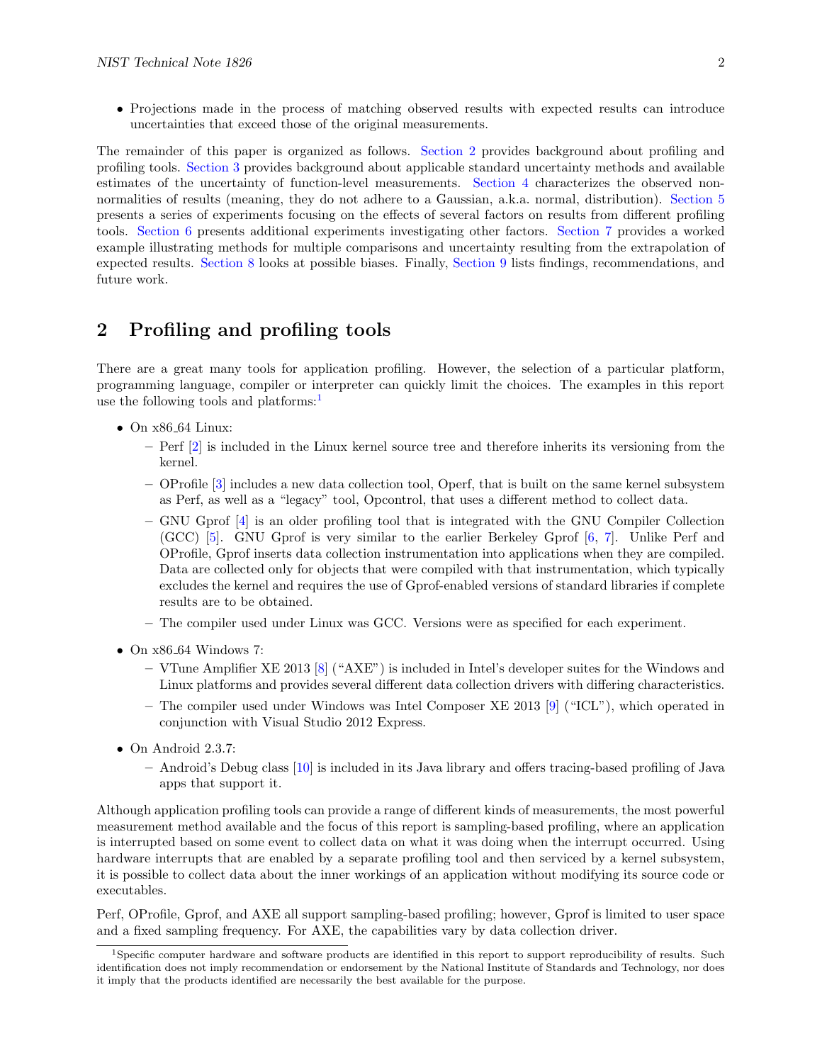- Projections made in the process of matching observed results with expected results can introduce uncertainties that exceed those of the original measurements.

The remainder of this paper is organized as follows. Section 2 provides background about profiling and profiling tools. Section 3 provides background about applicable standard uncertainty methods and available estimates of the uncertainty of function-level measurements. Section 4 characterizes the observed non-normalities of results (meaning, they do not adhere to a Gaussian, a.k.a. normal, distribution). Section 5 presents a series of experiments focusing on the effects of several factors on results from different profiling tools. Section 6 presents additional experiments investigating other factors. Section 7 provides a worked example illustrating methods for multiple comparisons and uncertainty resulting from the extrapolation of expected results. Section 8 looks at possible biases. Finally, Section 9 lists findings, recommendations, and future work.

## 2 Profiling and profiling tools

There are a great many tools for application profiling. However, the selection of a particular platform, programming language, compiler or interpreter can quickly limit the choices. The examples in this report use the following tools and platforms:[1]

- On x86_64 Linux:
  - Perf [2] is included in the Linux kernel source tree and therefore inherits its versioning from the kernel.
  - OProfile [3] includes a new data collection tool, Operf, that is built on the same kernel subsystem as Perf, as well as a "legacy" tool, Opcontrol, that uses a different method to collect data.
  - GNU Gprof [4] is an older profiling tool that is integrated with the GNU Compiler Collection (GCC) [5]. GNU Gprof is very similar to the earlier Berkeley Gprof [6, 7]. Unlike Perf and OProfile, Gprof inserts data collection instrumentation into applications when they are compiled. Data are collected only for objects that were compiled with that instrumentation, which typically excludes the kernel and requires the use of Gprof-enabled versions of standard libraries if complete results are to be obtained.
  - The compiler used under Linux was GCC. Versions were as specified for each experiment.
- On x86_64 Windows 7:
  - VTune Amplifier XE 2013 [8] ("AXE") is included in Intel's developer suites for the Windows and Linux platforms and provides several different data collection drivers with differing characteristics.
  - The compiler used under Windows was Intel Composer XE 2013 [9] ("ICL"), which operated in conjunction with Visual Studio 2012 Express.
- On Android 2.3.7:
  - Android's Debug class [10] is included in its Java library and offers tracing-based profiling of Java apps that support it.

Although application profiling tools can provide a range of different kinds of measurements, the most powerful measurement method available and the focus of this report is sampling-based profiling, where an application is interrupted based on some event to collect data on what it was doing when the interrupt occurred. Using hardware interrupts that are enabled by a separate profiling tool and then serviced by a kernel subsystem, it is possible to collect data about the inner workings of an application without modifying its source code or executables.

Perf, OProfile, Gprof, and AXE all support sampling-based profiling; however, Gprof is limited to user space and a fixed sampling frequency. For AXE, the capabilities vary by data collection driver.

[1] Specific computer hardware and software products are identified in this report to support reproducibility of results. Such identification does not imply recommendation or endorsement by the National Institute of Standards and Technology, nor does it imply that the products identified are necessarily the best available for the purpose.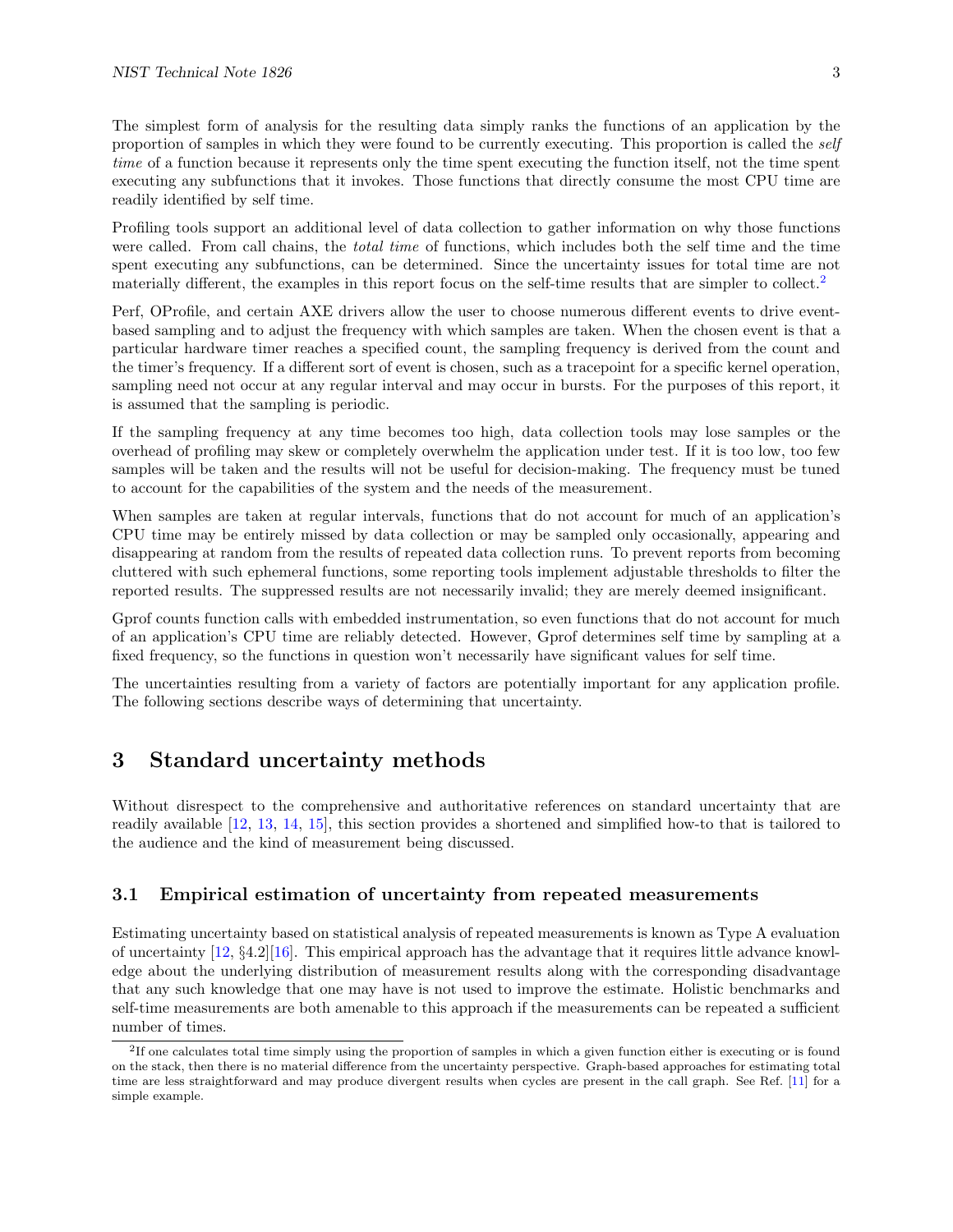The simplest form of analysis for the resulting data simply ranks the functions of an application by the proportion of samples in which they were found to be currently executing. This proportion is called the *self time* of a function because it represents only the time spent executing the function itself, not the time spent executing any subfunctions that it invokes. Those functions that directly consume the most CPU time are readily identified by self time.

Profiling tools support an additional level of data collection to gather information on why those functions were called. From call chains, the *total time* of functions, which includes both the self time and the time spent executing any subfunctions, can be determined. Since the uncertainty issues for total time are not materially different, the examples in this report focus on the self-time results that are simpler to collect.[2]

Perf, OProfile, and certain AXE drivers allow the user to choose numerous different events to drive event-based sampling and to adjust the frequency with which samples are taken. When the chosen event is that a particular hardware timer reaches a specified count, the sampling frequency is derived from the count and the timer's frequency. If a different sort of event is chosen, such as a tracepoint for a specific kernel operation, sampling need not occur at any regular interval and may occur in bursts. For the purposes of this report, it is assumed that the sampling is periodic.

If the sampling frequency at any time becomes too high, data collection tools may lose samples or the overhead of profiling may skew or completely overwhelm the application under test. If it is too low, too few samples will be taken and the results will not be useful for decision-making. The frequency must be tuned to account for the capabilities of the system and the needs of the measurement.

When samples are taken at regular intervals, functions that do not account for much of an application's CPU time may be entirely missed by data collection or may be sampled only occasionally, appearing and disappearing at random from the results of repeated data collection runs. To prevent reports from becoming cluttered with such ephemeral functions, some reporting tools implement adjustable thresholds to filter the reported results. The suppressed results are not necessarily invalid; they are merely deemed insignificant.

Gprof counts function calls with embedded instrumentation, so even functions that do not account for much of an application's CPU time are reliably detected. However, Gprof determines self time by sampling at a fixed frequency, so the functions in question won't necessarily have significant values for self time.

The uncertainties resulting from a variety of factors are potentially important for any application profile. The following sections describe ways of determining that uncertainty.

## 3 Standard uncertainty methods

Without disrespect to the comprehensive and authoritative references on standard uncertainty that are readily available [12, 13, 14, 15], this section provides a shortened and simplified how-to that is tailored to the audience and the kind of measurement being discussed.

### 3.1 Empirical estimation of uncertainty from repeated measurements

Estimating uncertainty based on statistical analysis of repeated measurements is known as Type A evaluation of uncertainty [12, §4.2][16]. This empirical approach has the advantage that it requires little advance knowledge about the underlying distribution of measurement results along with the corresponding disadvantage that any such knowledge that one may have is not used to improve the estimate. Holistic benchmarks and self-time measurements are both amenable to this approach if the measurements can be repeated a sufficient number of times.

[2] If one calculates total time simply using the proportion of samples in which a given function either is executing or is found on the stack, then there is no material difference from the uncertainty perspective. Graph-based approaches for estimating total time are less straightforward and may produce divergent results when cycles are present in the call graph. See Ref. [11] for a simple example.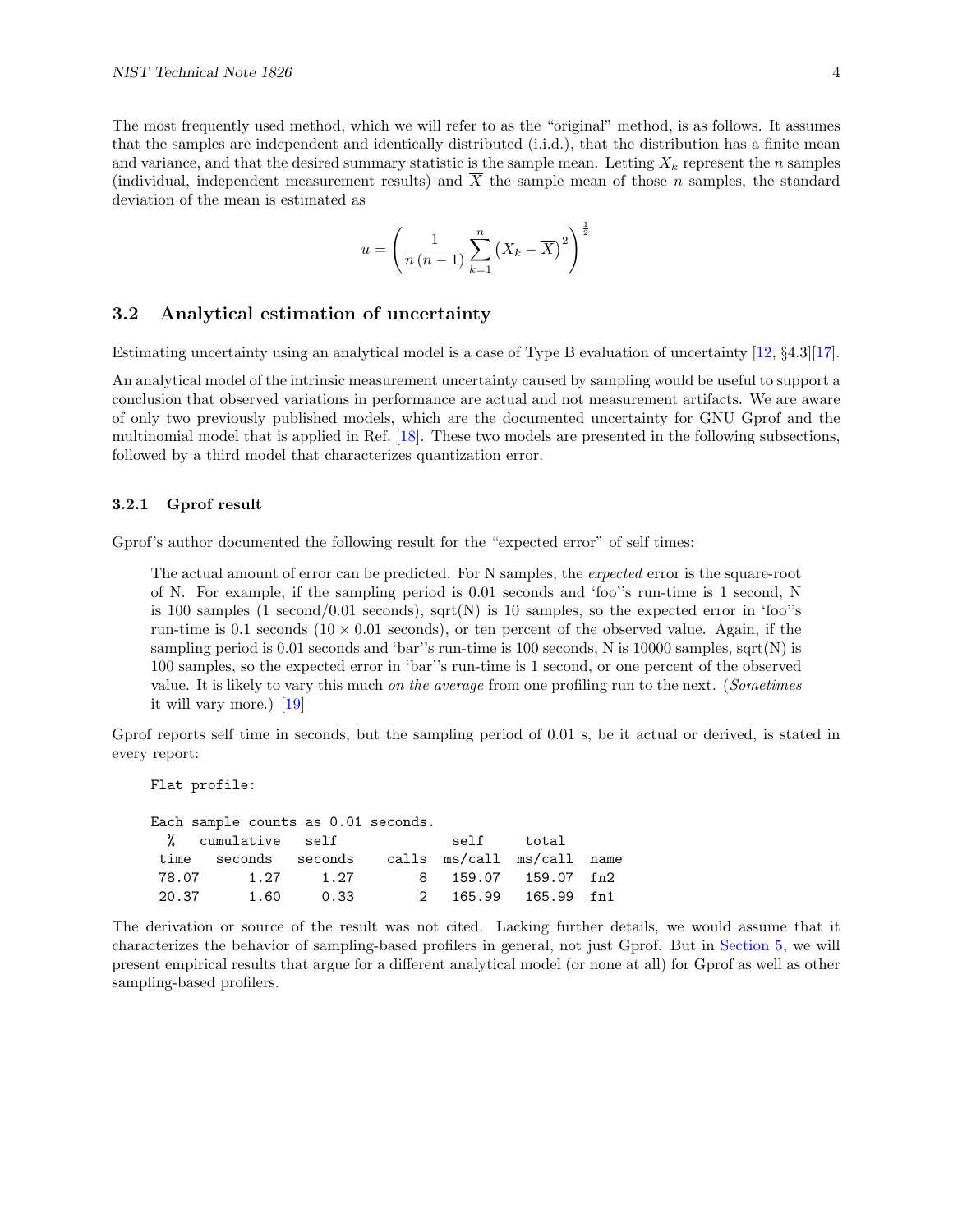The most frequently used method, which we will refer to as the "original" method, is as follows. It assumes that the samples are independent and identically distributed (i.i.d.), that the distribution has a finite mean and variance, and that the desired summary statistic is the sample mean. Letting $X_k$ represent the $n$ samples (individual, independent measurement results) and $\overline{X}$ the sample mean of those $n$ samples, the standard deviation of the mean is estimated as

$$u = \left( \frac{1}{n\,(n-1)} \sum_{k=1}^{n} \left( X_k - \overline{X} \right)^2 \right)^{\frac{1}{2}}$$

## 3.2 Analytical estimation of uncertainty

Estimating uncertainty using an analytical model is a case of Type B evaluation of uncertainty [12, §4.3][17].

An analytical model of the intrinsic measurement uncertainty caused by sampling would be useful to support a conclusion that observed variations in performance are actual and not measurement artifacts. We are aware of only two previously published models, which are the documented uncertainty for GNU Gprof and the multinomial model that is applied in Ref. [18]. These two models are presented in the following subsections, followed by a third model that characterizes quantization error.

### 3.2.1 Gprof result

Gprof's author documented the following result for the "expected error" of self times:

> The actual amount of error can be predicted. For N samples, the *expected* error is the square-root of N. For example, if the sampling period is 0.01 seconds and 'foo''s run-time is 1 second, N is 100 samples (1 second/0.01 seconds), sqrt(N) is 10 samples, so the expected error in 'foo''s run-time is 0.1 seconds (10 × 0.01 seconds), or ten percent of the observed value. Again, if the sampling period is 0.01 seconds and 'bar''s run-time is 100 seconds, N is 10000 samples, sqrt(N) is 100 samples, so the expected error in 'bar''s run-time is 1 second, or one percent of the observed value. It is likely to vary this much *on the average* from one profiling run to the next. (*Sometimes* it will vary more.) [19]

Gprof reports self time in seconds, but the sampling period of 0.01 s, be it actual or derived, is stated in every report:

```
Flat profile:

Each sample counts as 0.01 seconds.
  %   cumulative   self              self     total
 time   seconds   seconds    calls  ms/call  ms/call  name
 78.07      1.27     1.27        8   159.07   159.07  fn2
 20.37      1.60     0.33        2   165.99   165.99  fn1
```

The derivation or source of the result was not cited. Lacking further details, we would assume that it characterizes the behavior of sampling-based profilers in general, not just Gprof. But in Section 5, we will present empirical results that argue for a different analytical model (or none at all) for Gprof as well as other sampling-based profilers.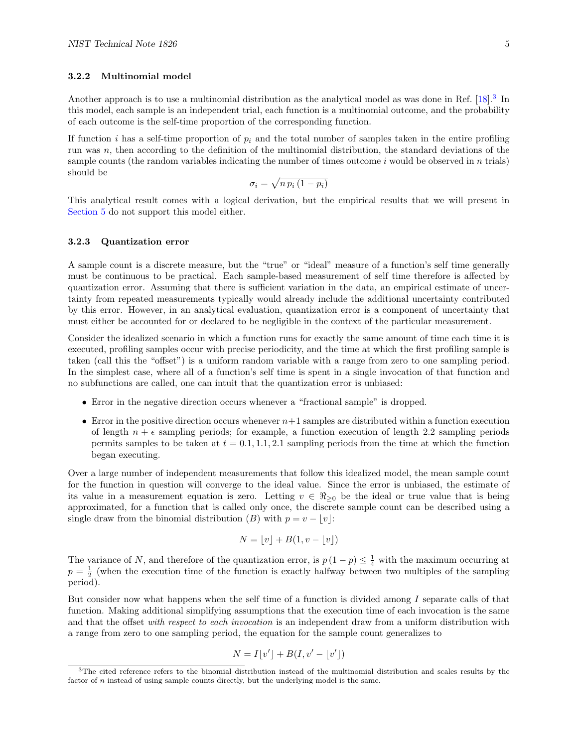### 3.2.2 Multinomial model

Another approach is to use a multinomial distribution as the analytical model as was done in Ref. [18].[3] In this model, each sample is an independent trial, each function is a multinomial outcome, and the probability of each outcome is the self-time proportion of the corresponding function.

If function $i$ has a self-time proportion of $p_i$ and the total number of samples taken in the entire profiling run was $n$, then according to the definition of the multinomial distribution, the standard deviations of the sample counts (the random variables indicating the number of times outcome $i$ would be observed in $n$ trials) should be

$$\sigma_i = \sqrt{n\, p_i\, (1 - p_i)}$$

This analytical result comes with a logical derivation, but the empirical results that we will present in Section 5 do not support this model either.

### 3.2.3 Quantization error

A sample count is a discrete measure, but the "true" or "ideal" measure of a function's self time generally must be continuous to be practical. Each sample-based measurement of self time therefore is affected by quantization error. Assuming that there is sufficient variation in the data, an empirical estimate of uncertainty from repeated measurements typically would already include the additional uncertainty contributed by this error. However, in an analytical evaluation, quantization error is a component of uncertainty that must either be accounted for or declared to be negligible in the context of the particular measurement.

Consider the idealized scenario in which a function runs for exactly the same amount of time each time it is executed, profiling samples occur with precise periodicity, and the time at which the first profiling sample is taken (call this the "offset") is a uniform random variable with a range from zero to one sampling period. In the simplest case, where all of a function's self time is spent in a single invocation of that function and no subfunctions are called, one can intuit that the quantization error is unbiased:

- Error in the negative direction occurs whenever a "fractional sample" is dropped.
- Error in the positive direction occurs whenever $n+1$ samples are distributed within a function execution of length $n + \epsilon$ sampling periods; for example, a function execution of length 2.2 sampling periods permits samples to be taken at $t = 0.1, 1.1, 2.1$ sampling periods from the time at which the function began executing.

Over a large number of independent measurements that follow this idealized model, the mean sample count for the function in question will converge to the ideal value. Since the error is unbiased, the estimate of its value in a measurement equation is zero. Letting $v \in \Re_{\geq 0}$ be the ideal or true value that is being approximated, for a function that is called only once, the discrete sample count can be described using a single draw from the binomial distribution ($B$) with $p = v - \lfloor v \rfloor$:

$$N = \lfloor v \rfloor + B(1, v - \lfloor v \rfloor)$$

The variance of $N$, and therefore of the quantization error, is $p\,(1-p) \leq \frac{1}{4}$ with the maximum occurring at $p = \frac{1}{2}$ (when the execution time of the function is exactly halfway between two multiples of the sampling period).

But consider now what happens when the self time of a function is divided among $I$ separate calls of that function. Making additional simplifying assumptions that the execution time of each invocation is the same and that the offset *with respect to each invocation* is an independent draw from a uniform distribution with a range from zero to one sampling period, the equation for the sample count generalizes to

$$N = I\lfloor v' \rfloor + B(I, v' - \lfloor v' \rfloor)$$

[3] The cited reference refers to the binomial distribution instead of the multinomial distribution and scales results by the factor of $n$ instead of using sample counts directly, but the underlying model is the same.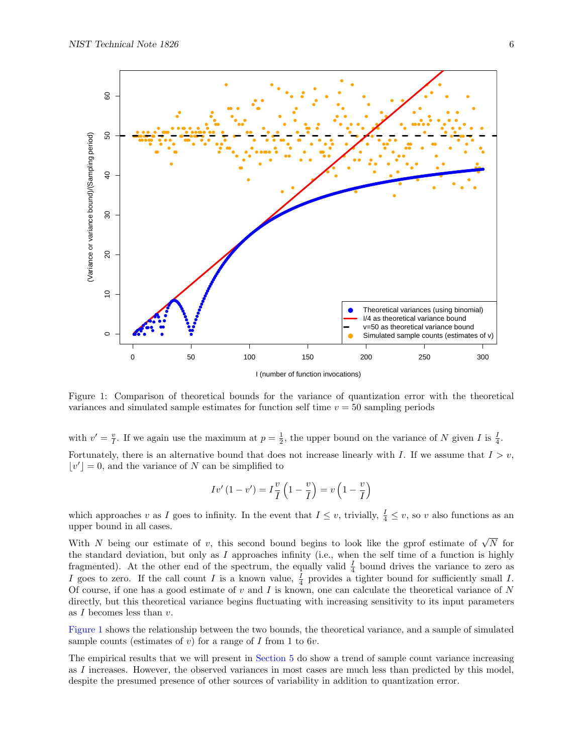(Variance or variance bound)/(Sampling period)

I (number of function invocations)

0
10
20
30
40
50
60

0
50
100
150
200
250
300

Theoretical variances (using binomial)
I/4 as theoretical variance bound
v=50 as theoretical variance bound
Simulated sample counts (estimates of v)

Figure 1: Comparison of theoretical bounds for the variance of quantization error with the theoretical variances and simulated sample estimates for function self time $v = 50$ sampling periods

with $v' = \frac{v}{I}$. If we again use the maximum at $p = \frac{1}{2}$, the upper bound on the variance of $N$ given $I$ is $\frac{I}{4}$.

Fortunately, there is an alternative bound that does not increase linearly with $I$. If we assume that $I > v$, $\lfloor v' \rfloor = 0$, and the variance of $N$ can be simplified to

$$Iv'(1 - v') = I\frac{v}{I}\left(1 - \frac{v}{I}\right) = v\left(1 - \frac{v}{I}\right)$$

which approaches $v$ as $I$ goes to infinity. In the event that $I \leq v$, trivially, $\frac{I}{4} \leq v$, so $v$ also functions as an upper bound in all cases.

With $N$ being our estimate of $v$, this second bound begins to look like the gprof estimate of $\sqrt{N}$ for the standard deviation, but only as $I$ approaches infinity (i.e., when the self time of a function is highly fragmented). At the other end of the spectrum, the equally valid $\frac{I}{4}$ bound drives the variance to zero as $I$ goes to zero. If the call count $I$ is a known value, $\frac{I}{4}$ provides a tighter bound for sufficiently small $I$. Of course, if one has a good estimate of $v$ and $I$ is known, one can calculate the theoretical variance of $N$ directly, but this theoretical variance begins fluctuating with increasing sensitivity to its input parameters as $I$ becomes less than $v$.

Figure 1 shows the relationship between the two bounds, the theoretical variance, and a sample of simulated sample counts (estimates of $v$) for a range of $I$ from 1 to $6v$.

The empirical results that we will present in Section 5 do show a trend of sample count variance increasing as $I$ increases. However, the observed variances in most cases are much less than predicted by this model, despite the presumed presence of other sources of variability in addition to quantization error.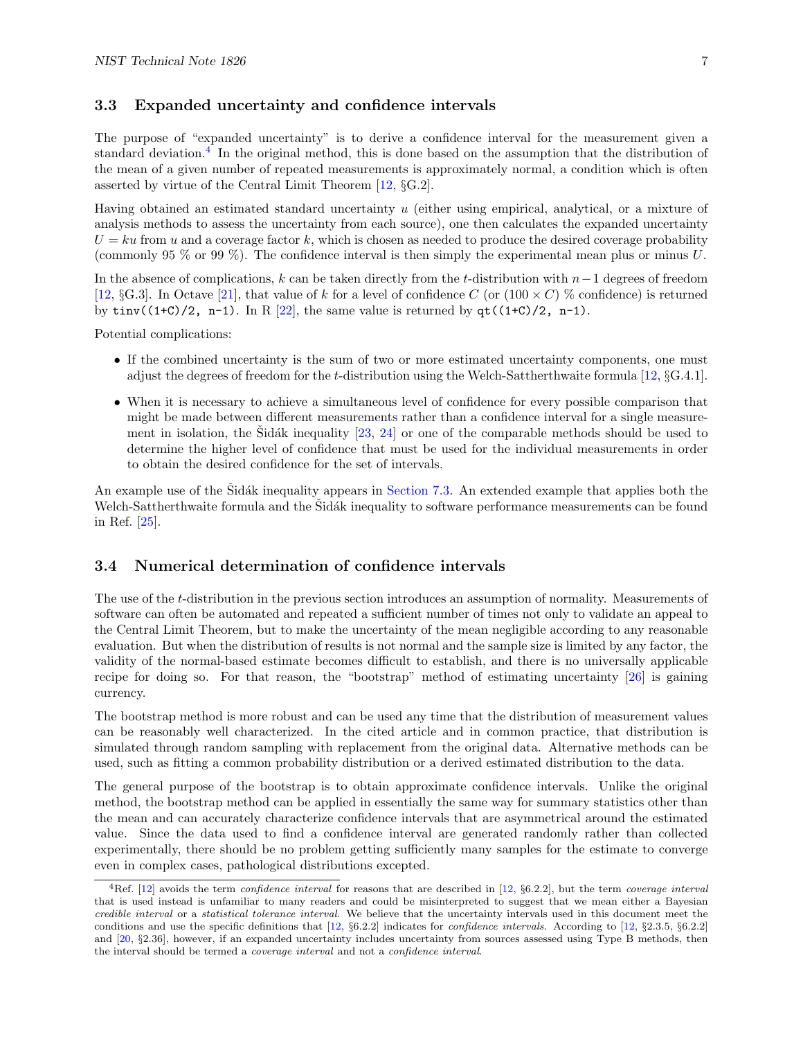## 3.3 Expanded uncertainty and confidence intervals

The purpose of "expanded uncertainty" is to derive a confidence interval for the measurement given a standard deviation.[4] In the original method, this is done based on the assumption that the distribution of the mean of a given number of repeated measurements is approximately normal, a condition which is often asserted by virtue of the Central Limit Theorem [12, §G.2].

Having obtained an estimated standard uncertainty $u$ (either using empirical, analytical, or a mixture of analysis methods to assess the uncertainty from each source), one then calculates the expanded uncertainty $U = ku$ from $u$ and a coverage factor $k$, which is chosen as needed to produce the desired coverage probability (commonly 95 % or 99 %). The confidence interval is then simply the experimental mean plus or minus $U$.

In the absence of complications, $k$ can be taken directly from the $t$-distribution with $n-1$ degrees of freedom [12, §G.3]. In Octave [21], that value of $k$ for a level of confidence $C$ (or $(100 \times C)$ % confidence) is returned by `tinv((1+C)/2, n-1)`. In R [22], the same value is returned by `qt((1+C)/2, n-1)`.

Potential complications:

- If the combined uncertainty is the sum of two or more estimated uncertainty components, one must adjust the degrees of freedom for the $t$-distribution using the Welch-Sattherthwaite formula [12, §G.4.1].
- When it is necessary to achieve a simultaneous level of confidence for every possible comparison that might be made between different measurements rather than a confidence interval for a single measurement in isolation, the Šidák inequality [23, 24] or one of the comparable methods should be used to determine the higher level of confidence that must be used for the individual measurements in order to obtain the desired confidence for the set of intervals.

An example use of the Šidák inequality appears in Section 7.3. An extended example that applies both the Welch-Sattherthwaite formula and the Šidák inequality to software performance measurements can be found in Ref. [25].

## 3.4 Numerical determination of confidence intervals

The use of the $t$-distribution in the previous section introduces an assumption of normality. Measurements of software can often be automated and repeated a sufficient number of times not only to validate an appeal to the Central Limit Theorem, but to make the uncertainty of the mean negligible according to any reasonable evaluation. But when the distribution of results is not normal and the sample size is limited by any factor, the validity of the normal-based estimate becomes difficult to establish, and there is no universally applicable recipe for doing so. For that reason, the "bootstrap" method of estimating uncertainty [26] is gaining currency.

The bootstrap method is more robust and can be used any time that the distribution of measurement values can be reasonably well characterized. In the cited article and in common practice, that distribution is simulated through random sampling with replacement from the original data. Alternative methods can be used, such as fitting a common probability distribution or a derived estimated distribution to the data.

The general purpose of the bootstrap is to obtain approximate confidence intervals. Unlike the original method, the bootstrap method can be applied in essentially the same way for summary statistics other than the mean and can accurately characterize confidence intervals that are asymmetrical around the estimated value. Since the data used to find a confidence interval are generated randomly rather than collected experimentally, there should be no problem getting sufficiently many samples for the estimate to converge even in complex cases, pathological distributions excepted.

[4] Ref. [12] avoids the term *confidence interval* for reasons that are described in [12, §6.2.2], but the term *coverage interval* that is used instead is unfamiliar to many readers and could be misinterpreted to suggest that we mean either a Bayesian *credible interval* or a *statistical tolerance interval*. We believe that the uncertainty intervals used in this document meet the conditions and use the specific definitions that [12, §6.2.2] indicates for *confidence intervals*. According to [12, §2.3.5, §6.2.2] and [20, §2.36], however, if an expanded uncertainty includes uncertainty from sources assessed using Type B methods, then the interval should be termed a *coverage interval* and not a *confidence interval*.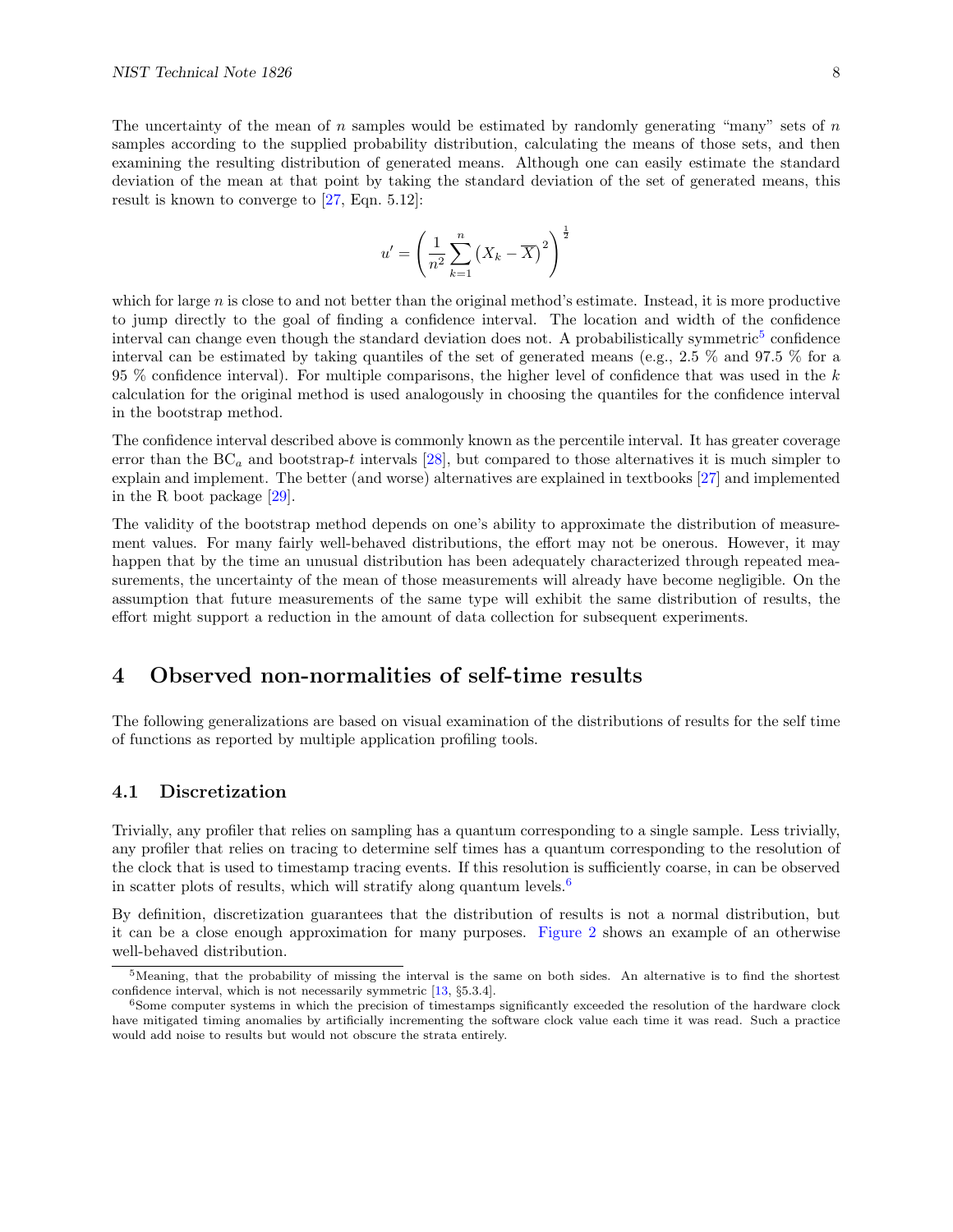The uncertainty of the mean of $n$ samples would be estimated by randomly generating "many" sets of $n$ samples according to the supplied probability distribution, calculating the means of those sets, and then examining the resulting distribution of generated means. Although one can easily estimate the standard deviation of the mean at that point by taking the standard deviation of the set of generated means, this result is known to converge to [27, Eqn. 5.12]:

$$u' = \left( \frac{1}{n^2} \sum_{k=1}^{n} \left( X_k - \overline{X} \right)^2 \right)^{\frac{1}{2}}$$

which for large $n$ is close to and not better than the original method's estimate. Instead, it is more productive to jump directly to the goal of finding a confidence interval. The location and width of the confidence interval can change even though the standard deviation does not. A probabilistically symmetric[5] confidence interval can be estimated by taking quantiles of the set of generated means (e.g., 2.5 % and 97.5 % for a 95 % confidence interval). For multiple comparisons, the higher level of confidence that was used in the $k$ calculation for the original method is used analogously in choosing the quantiles for the confidence interval in the bootstrap method.

The confidence interval described above is commonly known as the percentile interval. It has greater coverage error than the $BC_a$ and bootstrap-$t$ intervals [28], but compared to those alternatives it is much simpler to explain and implement. The better (and worse) alternatives are explained in textbooks [27] and implemented in the R boot package [29].

The validity of the bootstrap method depends on one's ability to approximate the distribution of measurement values. For many fairly well-behaved distributions, the effort may not be onerous. However, it may happen that by the time an unusual distribution has been adequately characterized through repeated measurements, the uncertainty of the mean of those measurements will already have become negligible. On the assumption that future measurements of the same type will exhibit the same distribution of results, the effort might support a reduction in the amount of data collection for subsequent experiments.

# 4 Observed non-normalities of self-time results

The following generalizations are based on visual examination of the distributions of results for the self time of functions as reported by multiple application profiling tools.

## 4.1 Discretization

Trivially, any profiler that relies on sampling has a quantum corresponding to a single sample. Less trivially, any profiler that relies on tracing to determine self times has a quantum corresponding to the resolution of the clock that is used to timestamp tracing events. If this resolution is sufficiently coarse, in can be observed in scatter plots of results, which will stratify along quantum levels.[6]

By definition, discretization guarantees that the distribution of results is not a normal distribution, but it can be a close enough approximation for many purposes. Figure 2 shows an example of an otherwise well-behaved distribution.

[5] Meaning, that the probability of missing the interval is the same on both sides. An alternative is to find the shortest confidence interval, which is not necessarily symmetric [13, §5.3.4].

[6] Some computer systems in which the precision of timestamps significantly exceeded the resolution of the hardware clock have mitigated timing anomalies by artificially incrementing the software clock value each time it was read. Such a practice would add noise to results but would not obscure the strata entirely.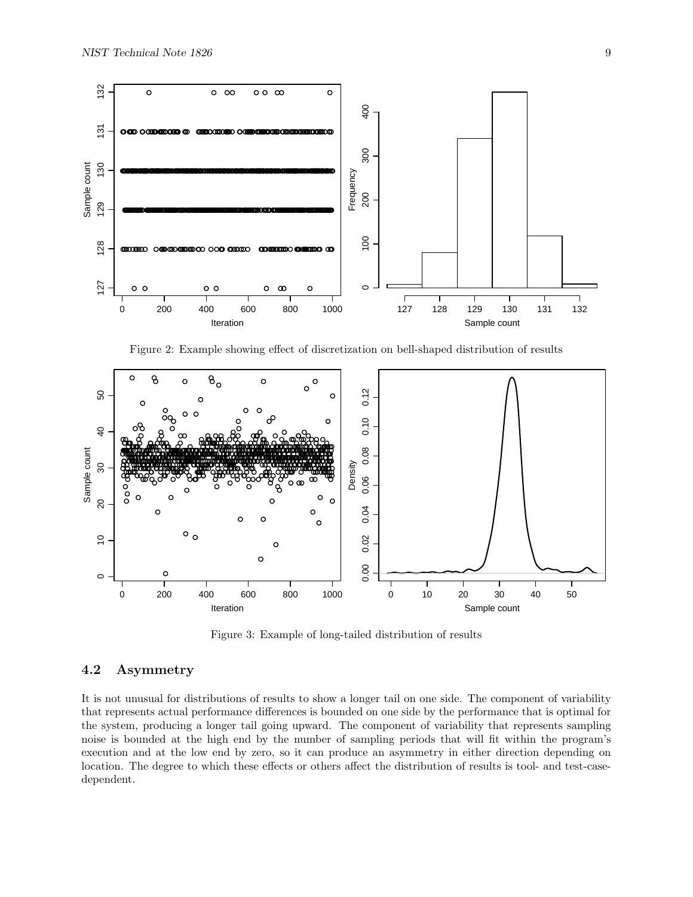Sample count

132

131

130

129

128

127

0 200 400 600 800 1000

Iteration

Frequency

0 100 200 300 400

127 128 129 130 131 132

Sample count

Figure 2: Example showing effect of discretization on bell-shaped distribution of results

Sample count

0 10 20 30 40 50

0 200 400 600 800 1000

Iteration

Density

0.00 0.02 0.04 0.06 0.08 0.10 0.12

0 10 20 30 40 50

Sample count

Figure 3: Example of long-tailed distribution of results

### 4.2 Asymmetry

It is not unusual for distributions of results to show a longer tail on one side. The component of variability that represents actual performance differences is bounded on one side by the performance that is optimal for the system, producing a longer tail going upward. The component of variability that represents sampling noise is bounded at the high end by the number of sampling periods that will fit within the program's execution and at the low end by zero, so it can produce an asymmetry in either direction depending on location. The degree to which these effects or others affect the distribution of results is tool- and test-case-dependent.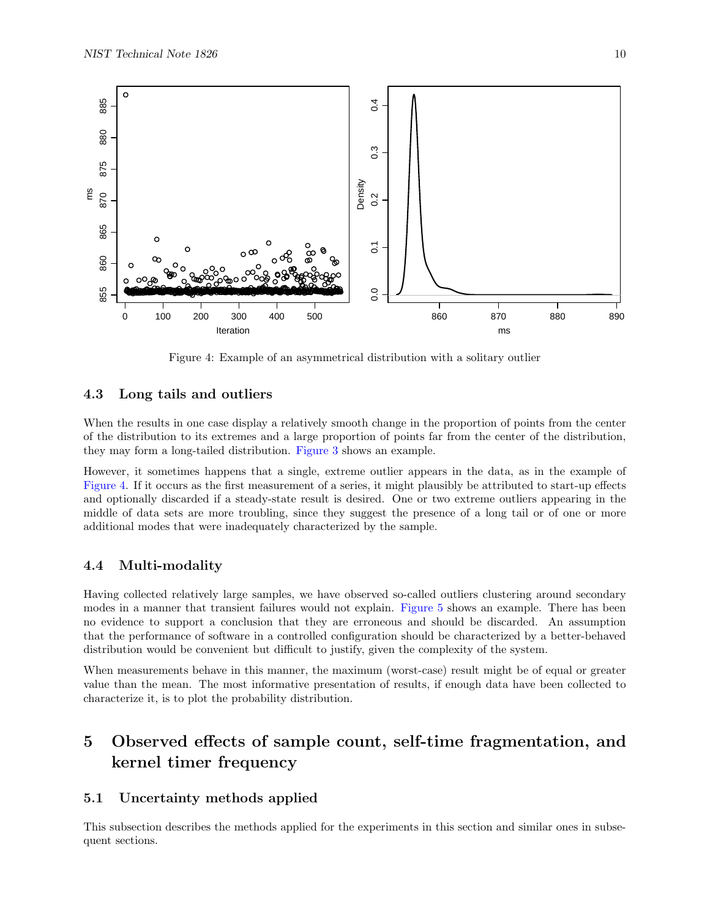ms
885
880
875
870
865
860
855
0 100 200 300 400 500
Iteration

Density
0.4
0.3
0.2
0.1
0.0
860 870 880 890
ms

Figure 4: Example of an asymmetrical distribution with a solitary outlier

### 4.3 Long tails and outliers

When the results in one case display a relatively smooth change in the proportion of points from the center of the distribution to its extremes and a large proportion of points far from the center of the distribution, they may form a long-tailed distribution. Figure 3 shows an example.

However, it sometimes happens that a single, extreme outlier appears in the data, as in the example of Figure 4. If it occurs as the first measurement of a series, it might plausibly be attributed to start-up effects and optionally discarded if a steady-state result is desired. One or two extreme outliers appearing in the middle of data sets are more troubling, since they suggest the presence of a long tail or of one or more additional modes that were inadequately characterized by the sample.

### 4.4 Multi-modality

Having collected relatively large samples, we have observed so-called outliers clustering around secondary modes in a manner that transient failures would not explain. Figure 5 shows an example. There has been no evidence to support a conclusion that they are erroneous and should be discarded. An assumption that the performance of software in a controlled configuration should be characterized by a better-behaved distribution would be convenient but difficult to justify, given the complexity of the system.

When measurements behave in this manner, the maximum (worst-case) result might be of equal or greater value than the mean. The most informative presentation of results, if enough data have been collected to characterize it, is to plot the probability distribution.

## 5 Observed effects of sample count, self-time fragmentation, and kernel timer frequency

### 5.1 Uncertainty methods applied

This subsection describes the methods applied for the experiments in this section and similar ones in subsequent sections.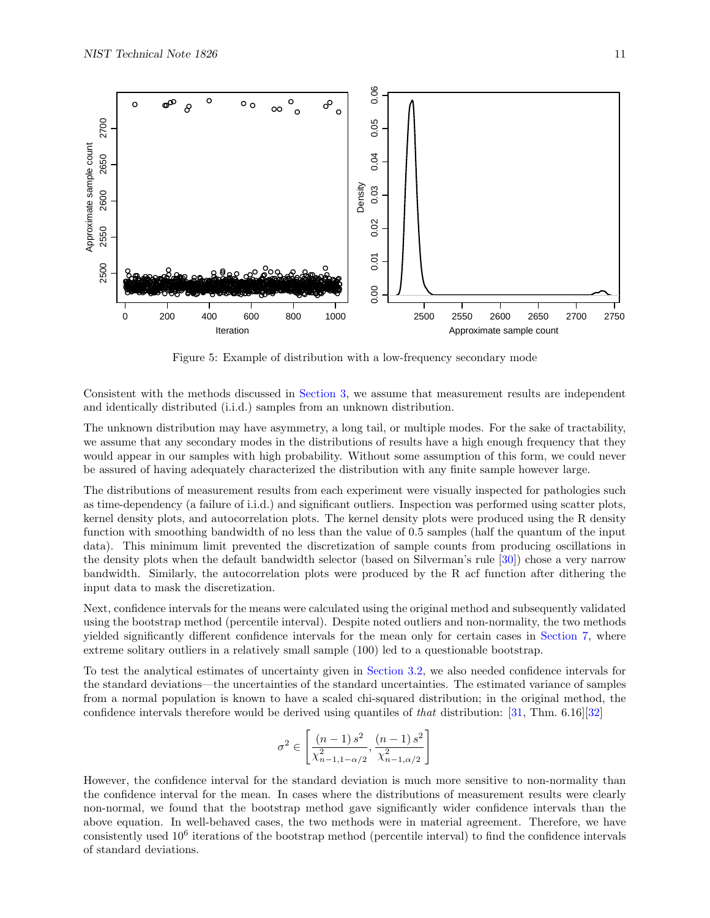Approximate sample count
2500
2550
2600
2650
2700
0
200
400
600
800
1000
Iteration

Density
0.00
0.01
0.02
0.03
0.04
0.05
0.06
2500
2550
2600
2650
2700
2750
Approximate sample count

Figure 5: Example of distribution with a low-frequency secondary mode

Consistent with the methods discussed in Section 3, we assume that measurement results are independent and identically distributed (i.i.d.) samples from an unknown distribution.

The unknown distribution may have asymmetry, a long tail, or multiple modes. For the sake of tractability, we assume that any secondary modes in the distributions of results have a high enough frequency that they would appear in our samples with high probability. Without some assumption of this form, we could never be assured of having adequately characterized the distribution with any finite sample however large.

The distributions of measurement results from each experiment were visually inspected for pathologies such as time-dependency (a failure of i.i.d.) and significant outliers. Inspection was performed using scatter plots, kernel density plots, and autocorrelation plots. The kernel density plots were produced using the R density function with smoothing bandwidth of no less than the value of 0.5 samples (half the quantum of the input data). This minimum limit prevented the discretization of sample counts from producing oscillations in the density plots when the default bandwidth selector (based on Silverman's rule [30]) chose a very narrow bandwidth. Similarly, the autocorrelation plots were produced by the R acf function after dithering the input data to mask the discretization.

Next, confidence intervals for the means were calculated using the original method and subsequently validated using the bootstrap method (percentile interval). Despite noted outliers and non-normality, the two methods yielded significantly different confidence intervals for the mean only for certain cases in Section 7, where extreme solitary outliers in a relatively small sample (100) led to a questionable bootstrap.

To test the analytical estimates of uncertainty given in Section 3.2, we also needed confidence intervals for the standard deviations—the uncertainties of the standard uncertainties. The estimated variance of samples from a normal population is known to have a scaled chi-squared distribution; in the original method, the confidence intervals therefore would be derived using quantiles of *that* distribution: [31, Thm. 6.16][32]

$$\sigma^2 \in \left[ \frac{(n-1)\, s^2}{\chi^2_{n-1,1-\alpha/2}}, \frac{(n-1)\, s^2}{\chi^2_{n-1,\alpha/2}} \right]$$

However, the confidence interval for the standard deviation is much more sensitive to non-normality than the confidence interval for the mean. In cases where the distributions of measurement results were clearly non-normal, we found that the bootstrap method gave significantly wider confidence intervals than the above equation. In well-behaved cases, the two methods were in material agreement. Therefore, we have consistently used $10^6$ iterations of the bootstrap method (percentile interval) to find the confidence intervals of standard deviations.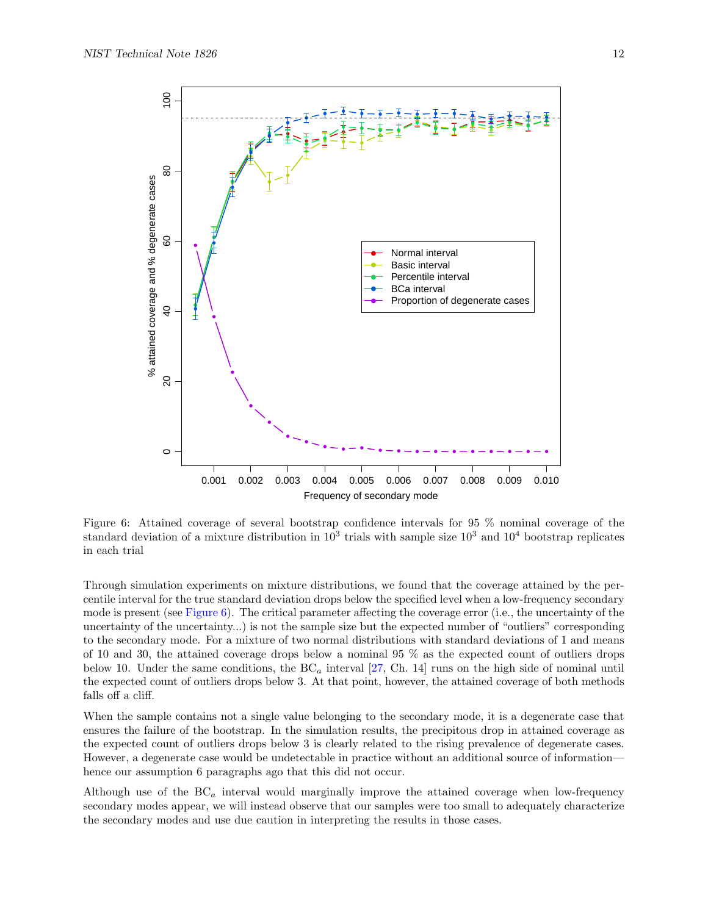% attained coverage and % degenerate cases

0
20
40
60
80
100

0.001 0.002 0.003 0.004 0.005 0.006 0.007 0.008 0.009 0.010

Frequency of secondary mode

Normal interval
Basic interval
Percentile interval
BCa interval
Proportion of degenerate cases

Figure 6: Attained coverage of several bootstrap confidence intervals for 95 % nominal coverage of the standard deviation of a mixture distribution in $10^3$ trials with sample size $10^3$ and $10^4$ bootstrap replicates in each trial

Through simulation experiments on mixture distributions, we found that the coverage attained by the percentile interval for the true standard deviation drops below the specified level when a low-frequency secondary mode is present (see Figure 6). The critical parameter affecting the coverage error (i.e., the uncertainty of the uncertainty of the uncertainty...) is not the sample size but the expected number of "outliers" corresponding to the secondary mode. For a mixture of two normal distributions with standard deviations of 1 and means of 10 and 30, the attained coverage drops below a nominal 95 % as the expected count of outliers drops below 10. Under the same conditions, the $\mathrm{BC}_a$ interval [27, Ch. 14] runs on the high side of nominal until the expected count of outliers drops below 3. At that point, however, the attained coverage of both methods falls off a cliff.

When the sample contains not a single value belonging to the secondary mode, it is a degenerate case that ensures the failure of the bootstrap. In the simulation results, the precipitous drop in attained coverage as the expected count of outliers drops below 3 is clearly related to the rising prevalence of degenerate cases. However, a degenerate case would be undetectable in practice without an additional source of information—hence our assumption 6 paragraphs ago that this did not occur.

Although use of the $\mathrm{BC}_a$ interval would marginally improve the attained coverage when low-frequency secondary modes appear, we will instead observe that our samples were too small to adequately characterize the secondary modes and use due caution in interpreting the results in those cases.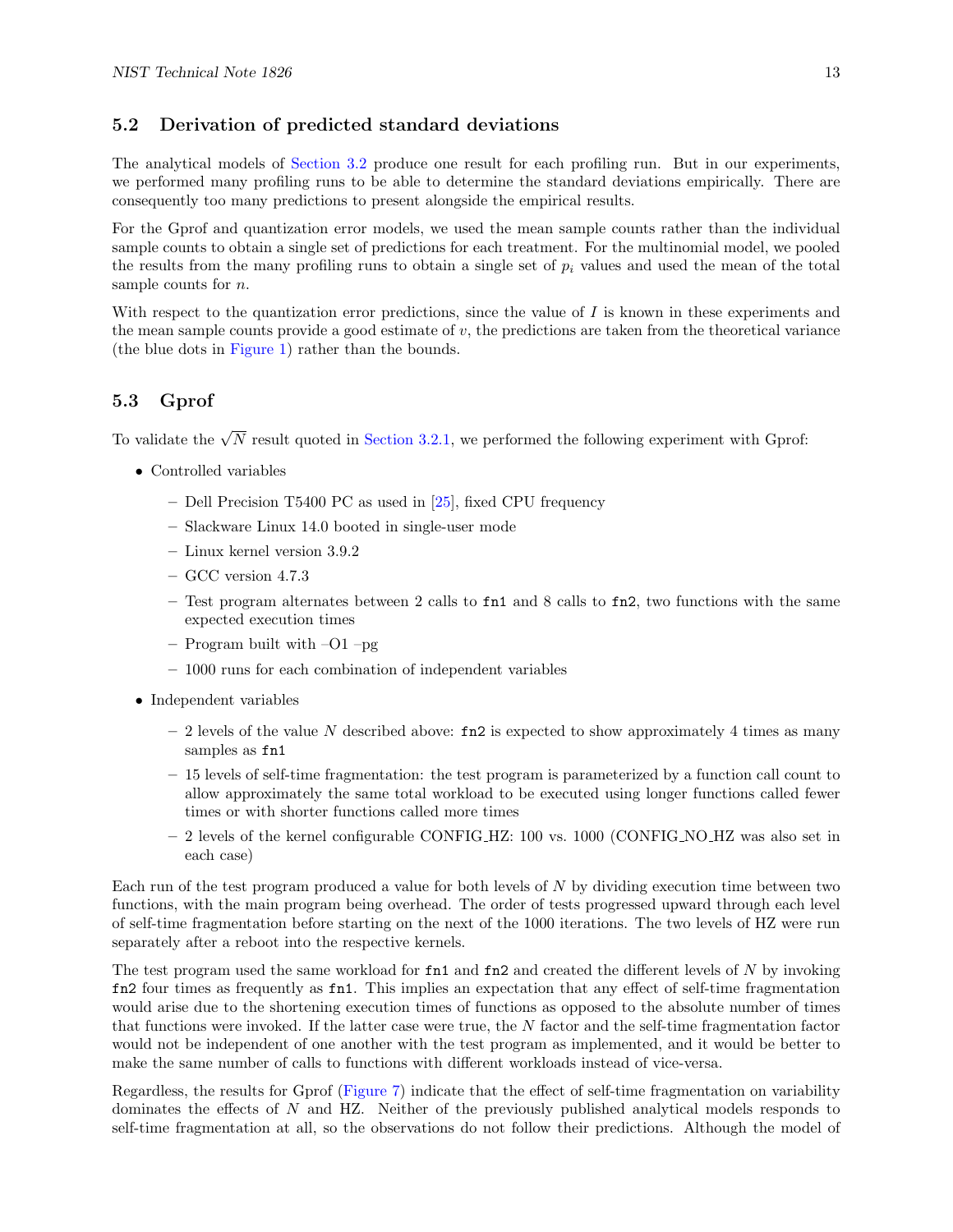## 5.2 Derivation of predicted standard deviations

The analytical models of Section 3.2 produce one result for each profiling run. But in our experiments, we performed many profiling runs to be able to determine the standard deviations empirically. There are consequently too many predictions to present alongside the empirical results.

For the Gprof and quantization error models, we used the mean sample counts rather than the individual sample counts to obtain a single set of predictions for each treatment. For the multinomial model, we pooled the results from the many profiling runs to obtain a single set of $p_i$ values and used the mean of the total sample counts for $n$.

With respect to the quantization error predictions, since the value of $I$ is known in these experiments and the mean sample counts provide a good estimate of $v$, the predictions are taken from the theoretical variance (the blue dots in Figure 1) rather than the bounds.

## 5.3 Gprof

To validate the $\sqrt{N}$ result quoted in Section 3.2.1, we performed the following experiment with Gprof:

- Controlled variables
  - Dell Precision T5400 PC as used in [25], fixed CPU frequency
  - Slackware Linux 14.0 booted in single-user mode
  - Linux kernel version 3.9.2
  - GCC version 4.7.3
  - Test program alternates between 2 calls to `fn1` and 8 calls to `fn2`, two functions with the same expected execution times
  - Program built with –O1 –pg
  - 1000 runs for each combination of independent variables
- Independent variables
  - 2 levels of the value $N$ described above: `fn2` is expected to show approximately 4 times as many samples as `fn1`
  - 15 levels of self-time fragmentation: the test program is parameterized by a function call count to allow approximately the same total workload to be executed using longer functions called fewer times or with shorter functions called more times
  - 2 levels of the kernel configurable CONFIG_HZ: 100 vs. 1000 (CONFIG_NO_HZ was also set in each case)

Each run of the test program produced a value for both levels of $N$ by dividing execution time between two functions, with the main program being overhead. The order of tests progressed upward through each level of self-time fragmentation before starting on the next of the 1000 iterations. The two levels of HZ were run separately after a reboot into the respective kernels.

The test program used the same workload for `fn1` and `fn2` and created the different levels of $N$ by invoking `fn2` four times as frequently as `fn1`. This implies an expectation that any effect of self-time fragmentation would arise due to the shortening execution times of functions as opposed to the absolute number of times that functions were invoked. If the latter case were true, the $N$ factor and the self-time fragmentation factor would not be independent of one another with the test program as implemented, and it would be better to make the same number of calls to functions with different workloads instead of vice-versa.

Regardless, the results for Gprof (Figure 7) indicate that the effect of self-time fragmentation on variability dominates the effects of $N$ and HZ. Neither of the previously published analytical models responds to self-time fragmentation at all, so the observations do not follow their predictions. Although the model of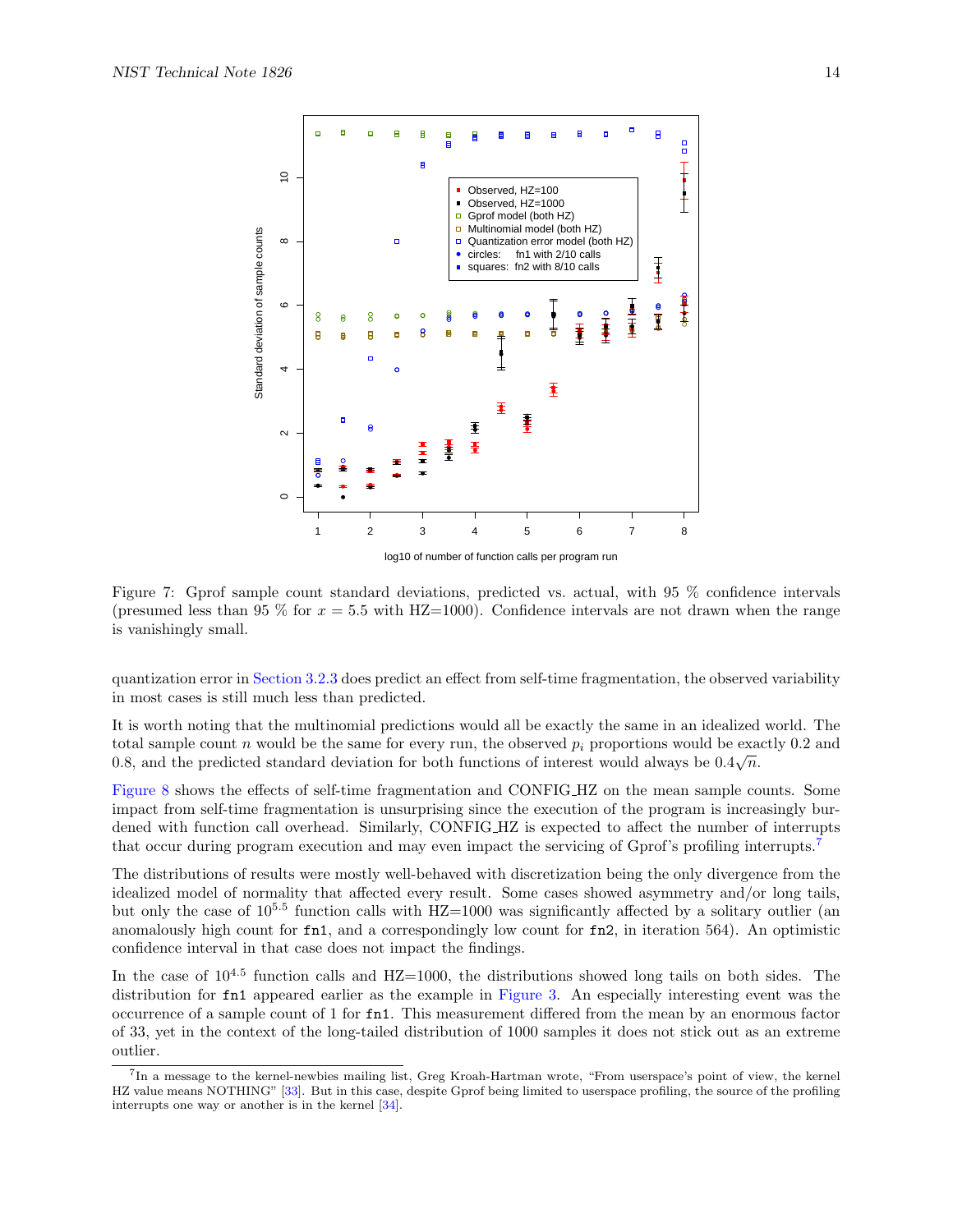Standard deviation of sample counts

log10 of number of function calls per program run

0
2
4
6
8
10

1
2
3
4
5
6
7
8

Observed, HZ=100
Observed, HZ=1000
Gprof model (both HZ)
Multinomial model (both HZ)
Quantization error model (both HZ)
circles: fn1 with 2/10 calls
squares: fn2 with 8/10 calls

Figure 7: Gprof sample count standard deviations, predicted vs. actual, with 95 % confidence intervals (presumed less than 95 % for $x = 5.5$ with HZ=1000). Confidence intervals are not drawn when the range is vanishingly small.

quantization error in Section 3.2.3 does predict an effect from self-time fragmentation, the observed variability in most cases is still much less than predicted.

It is worth noting that the multinomial predictions would all be exactly the same in an idealized world. The total sample count $n$ would be the same for every run, the observed $p_i$ proportions would be exactly 0.2 and 0.8, and the predicted standard deviation for both functions of interest would always be $0.4\sqrt{n}$.

Figure 8 shows the effects of self-time fragmentation and CONFIG_HZ on the mean sample counts. Some impact from self-time fragmentation is unsurprising since the execution of the program is increasingly burdened with function call overhead. Similarly, CONFIG_HZ is expected to affect the number of interrupts that occur during program execution and may even impact the servicing of Gprof's profiling interrupts.[7]

The distributions of results were mostly well-behaved with discretization being the only divergence from the idealized model of normality that affected every result. Some cases showed asymmetry and/or long tails, but only the case of $10^{5.5}$ function calls with HZ=1000 was significantly affected by a solitary outlier (an anomalously high count for `fn1`, and a correspondingly low count for `fn2`, in iteration 564). An optimistic confidence interval in that case does not impact the findings.

In the case of $10^{4.5}$ function calls and HZ=1000, the distributions showed long tails on both sides. The distribution for `fn1` appeared earlier as the example in Figure 3. An especially interesting event was the occurrence of a sample count of 1 for `fn1`. This measurement differed from the mean by an enormous factor of 33, yet in the context of the long-tailed distribution of 1000 samples it does not stick out as an extreme outlier.

[7] In a message to the kernel-newbies mailing list, Greg Kroah-Hartman wrote, "From userspace's point of view, the kernel HZ value means NOTHING" [33]. But in this case, despite Gprof being limited to userspace profiling, the source of the profiling interrupts one way or another is in the kernel [34].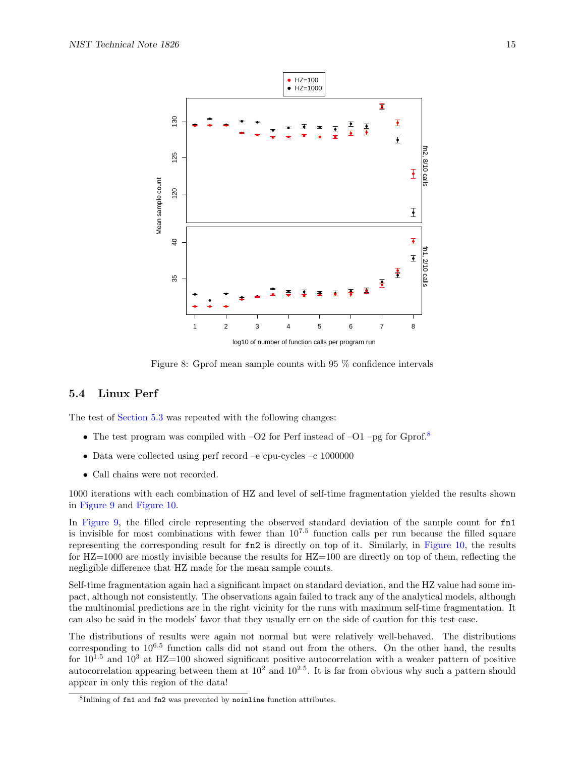HZ=100
HZ=1000

Mean sample count

130
125
120

fn2, 8/10 calls

40
35

fn1, 2/10 calls

1 2 3 4 5 6 7 8

log10 of number of function calls per program run

Figure 8: Gprof mean sample counts with 95 % confidence intervals

### 5.4 Linux Perf

The test of Section 5.3 was repeated with the following changes:

- The test program was compiled with –O2 for Perf instead of –O1 –pg for Gprof.[8]
- Data were collected using perf record –e cpu-cycles –c 1000000
- Call chains were not recorded.

1000 iterations with each combination of HZ and level of self-time fragmentation yielded the results shown in Figure 9 and Figure 10.

In Figure 9, the filled circle representing the observed standard deviation of the sample count for `fn1` is invisible for most combinations with fewer than $10^{7.5}$ function calls per run because the filled square representing the corresponding result for `fn2` is directly on top of it. Similarly, in Figure 10, the results for HZ=1000 are mostly invisible because the results for HZ=100 are directly on top of them, reflecting the negligible difference that HZ made for the mean sample counts.

Self-time fragmentation again had a significant impact on standard deviation, and the HZ value had some impact, although not consistently. The observations again failed to track any of the analytical models, although the multinomial predictions are in the right vicinity for the runs with maximum self-time fragmentation. It can also be said in the models' favor that they usually err on the side of caution for this test case.

The distributions of results were again not normal but were relatively well-behaved. The distributions corresponding to $10^{6.5}$ function calls did not stand out from the others. On the other hand, the results for $10^{1.5}$ and $10^{3}$ at HZ=100 showed significant positive autocorrelation with a weaker pattern of positive autocorrelation appearing between them at $10^{2}$ and $10^{2.5}$. It is far from obvious why such a pattern should appear in only this region of the data!

[8]Inlining of `fn1` and `fn2` was prevented by `noinline` function attributes.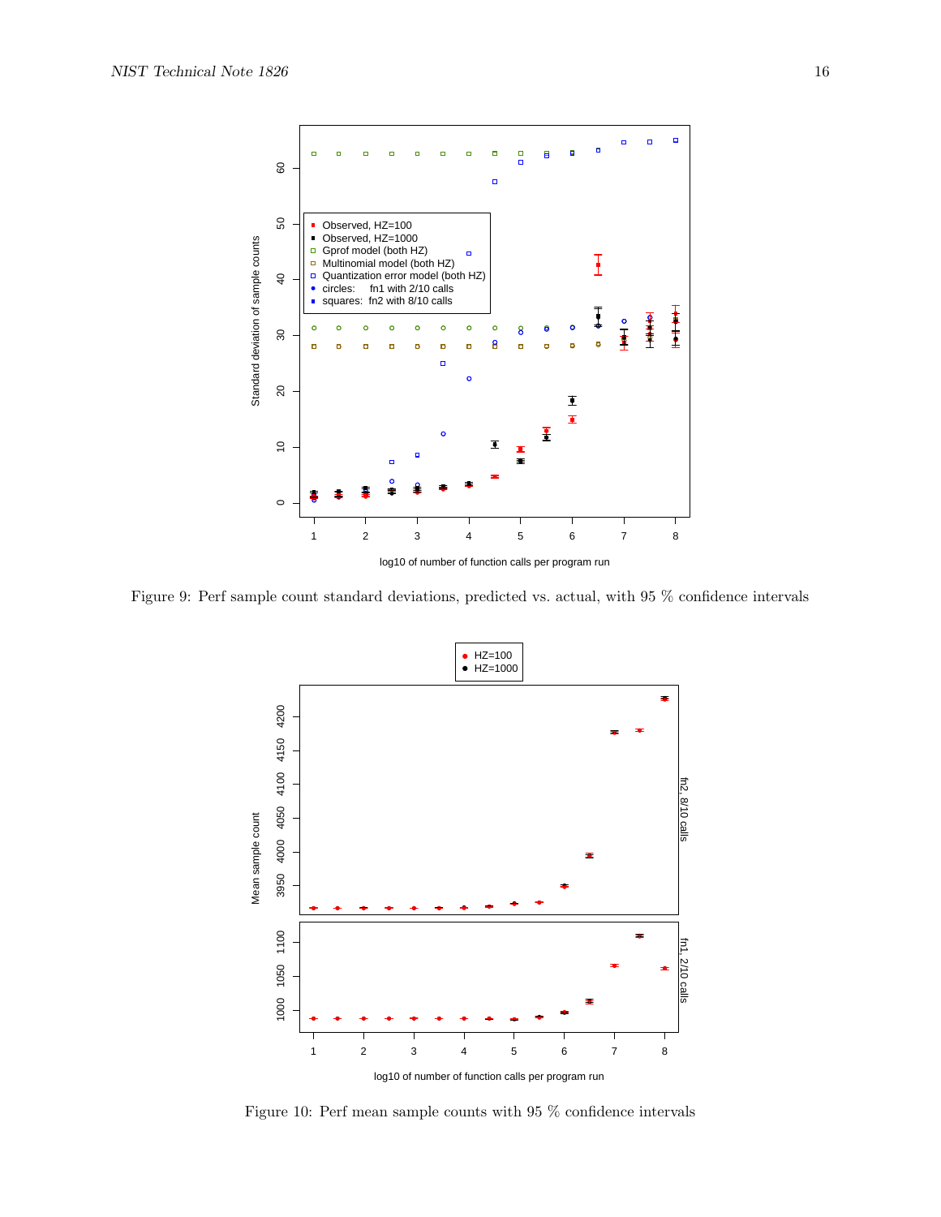Figure 9: Perf sample count standard deviations, predicted vs. actual, with 95 % confidence intervals

Figure 10: Perf mean sample counts with 95 % confidence intervals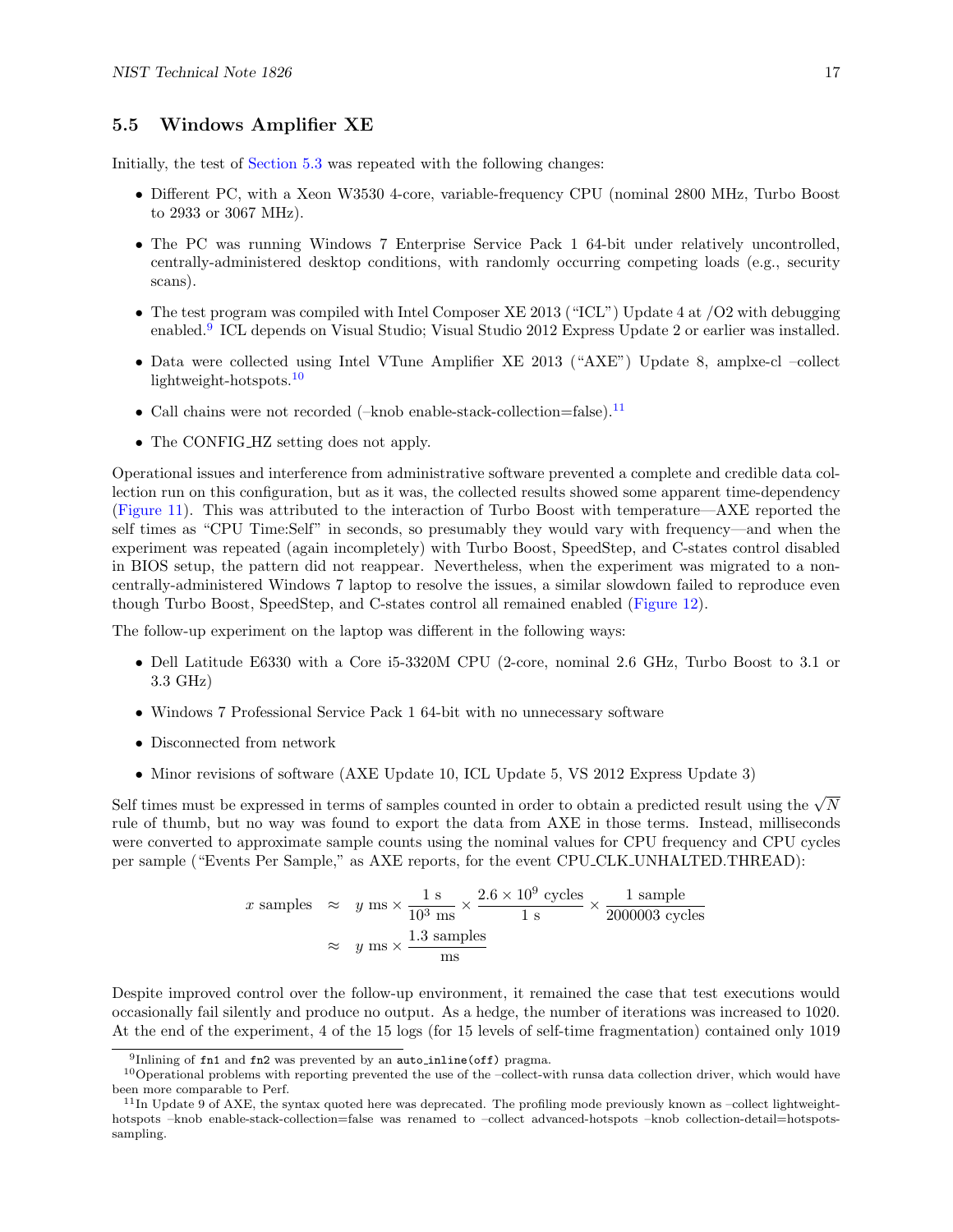## 5.5 Windows Amplifier XE

Initially, the test of Section 5.3 was repeated with the following changes:

- Different PC, with a Xeon W3530 4-core, variable-frequency CPU (nominal 2800 MHz, Turbo Boost to 2933 or 3067 MHz).
- The PC was running Windows 7 Enterprise Service Pack 1 64-bit under relatively uncontrolled, centrally-administered desktop conditions, with randomly occurring competing loads (e.g., security scans).
- The test program was compiled with Intel Composer XE 2013 ("ICL") Update 4 at /O2 with debugging enabled.[9] ICL depends on Visual Studio; Visual Studio 2012 Express Update 2 or earlier was installed.
- Data were collected using Intel VTune Amplifier XE 2013 ("AXE") Update 8, amplxe-cl –collect lightweight-hotspots.[10]
- Call chains were not recorded (–knob enable-stack-collection=false).[11]
- The CONFIG_HZ setting does not apply.

Operational issues and interference from administrative software prevented a complete and credible data collection run on this configuration, but as it was, the collected results showed some apparent time-dependency (Figure 11). This was attributed to the interaction of Turbo Boost with temperature—AXE reported the self times as "CPU Time:Self" in seconds, so presumably they would vary with frequency—and when the experiment was repeated (again incompletely) with Turbo Boost, SpeedStep, and C-states control disabled in BIOS setup, the pattern did not reappear. Nevertheless, when the experiment was migrated to a non-centrally-administered Windows 7 laptop to resolve the issues, a similar slowdown failed to reproduce even though Turbo Boost, SpeedStep, and C-states control all remained enabled (Figure 12).

The follow-up experiment on the laptop was different in the following ways:

- Dell Latitude E6330 with a Core i5-3320M CPU (2-core, nominal 2.6 GHz, Turbo Boost to 3.1 or 3.3 GHz)
- Windows 7 Professional Service Pack 1 64-bit with no unnecessary software
- Disconnected from network
- Minor revisions of software (AXE Update 10, ICL Update 5, VS 2012 Express Update 3)

Self times must be expressed in terms of samples counted in order to obtain a predicted result using the $\sqrt{N}$ rule of thumb, but no way was found to export the data from AXE in those terms. Instead, milliseconds were converted to approximate sample counts using the nominal values for CPU frequency and CPU cycles per sample ("Events Per Sample," as AXE reports, for the event CPU_CLK_UNHALTED.THREAD):

$$
\begin{aligned}
x \text{ samples} &\approx y \text{ ms} \times \frac{1 \text{ s}}{10^3 \text{ ms}} \times \frac{2.6 \times 10^9 \text{ cycles}}{1 \text{ s}} \times \frac{1 \text{ sample}}{2000003 \text{ cycles}} \\
&\approx y \text{ ms} \times \frac{1.3 \text{ samples}}{\text{ms}}
\end{aligned}
$$

Despite improved control over the follow-up environment, it remained the case that test executions would occasionally fail silently and produce no output. As a hedge, the number of iterations was increased to 1020. At the end of the experiment, 4 of the 15 logs (for 15 levels of self-time fragmentation) contained only 1019

---

[9] Inlining of `fn1` and `fn2` was prevented by an `auto_inline(off)` pragma.

[10] Operational problems with reporting prevented the use of the –collect-with runsa data collection driver, which would have been more comparable to Perf.

[11] In Update 9 of AXE, the syntax quoted here was deprecated. The profiling mode previously known as –collect lightweight-hotspots –knob enable-stack-collection=false was renamed to –collect advanced-hotspots –knob collection-detail=hotspots-sampling.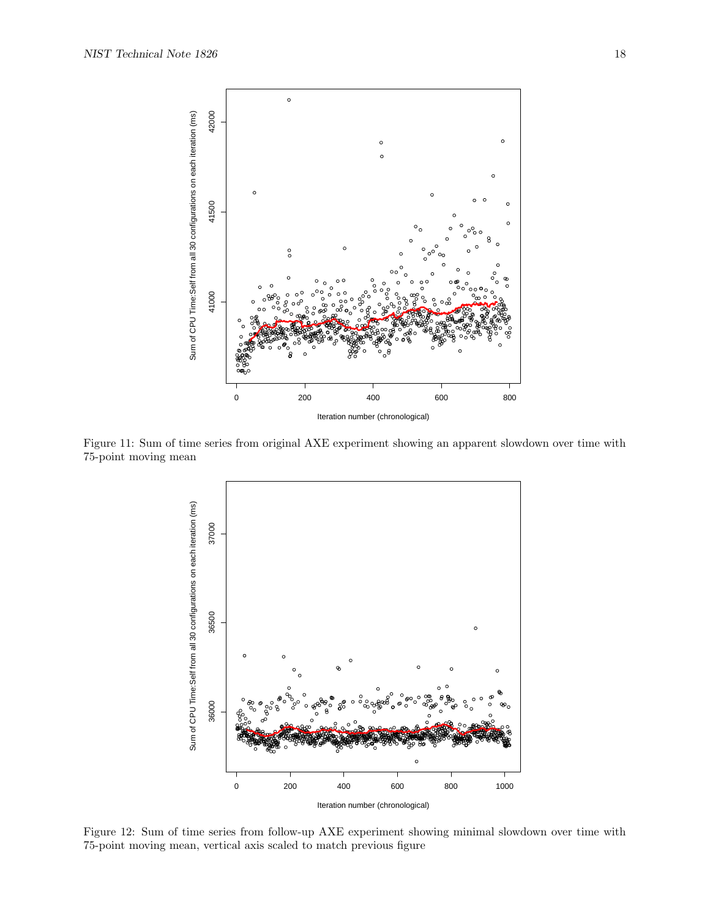Sum of CPU Time:Self from all 30 configurations on each iteration (ms)

42000
41500
41000

0
200
400
600
800

Iteration number (chronological)

Figure 11: Sum of time series from original AXE experiment showing an apparent slowdown over time with 75-point moving mean

Sum of CPU Time:Self from all 30 configurations on each iteration (ms)

37000
36500
36000

0
200
400
600
800
1000

Iteration number (chronological)

Figure 12: Sum of time series from follow-up AXE experiment showing minimal slowdown over time with 75-point moving mean, vertical axis scaled to match previous figure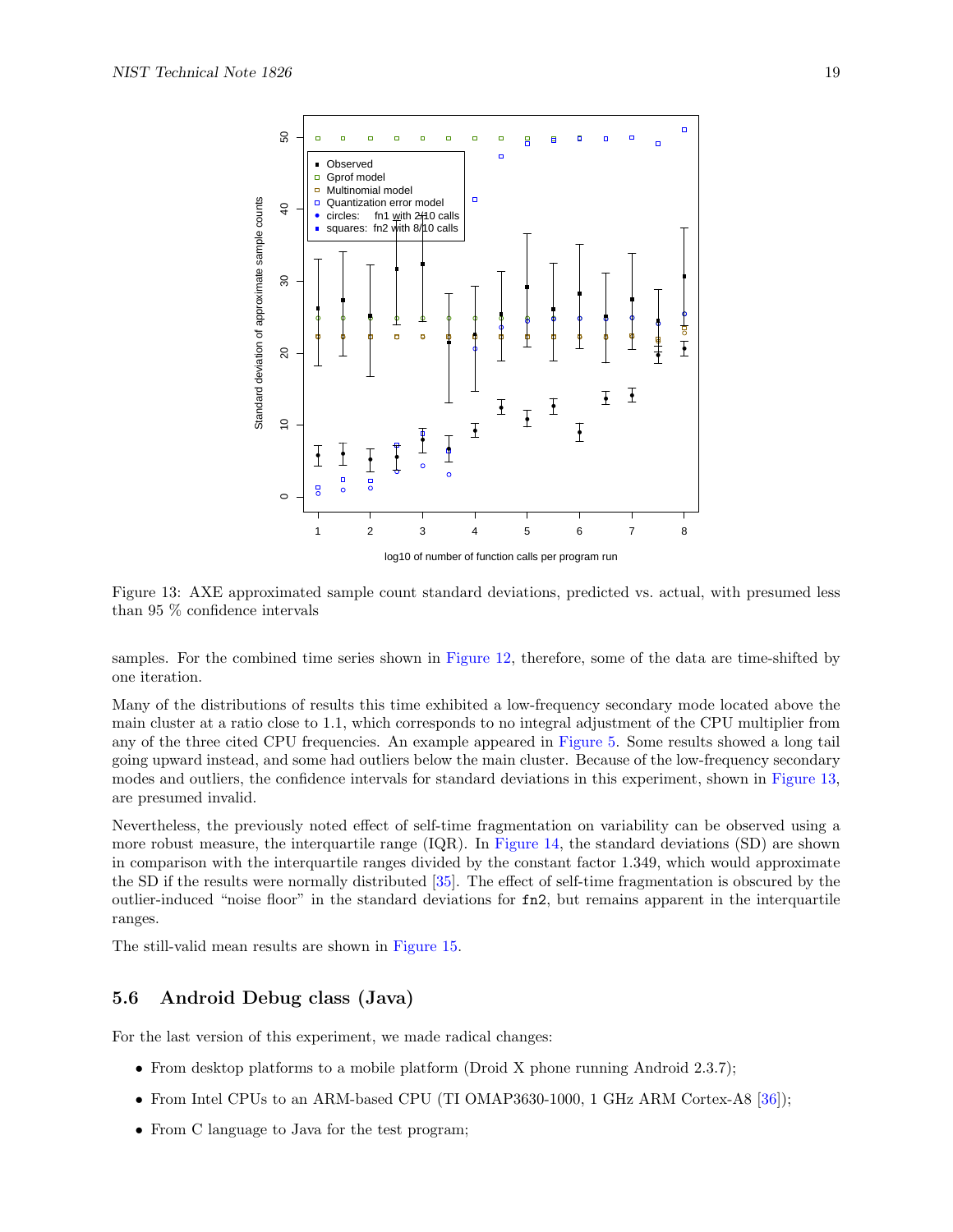50

40

30

20

10

0

Standard deviation of approximate sample counts

1 2 3 4 5 6 7 8

log10 of number of function calls per program run

Observed
Gprof model
Multinomial model
Quantization error model
circles: fn1 with 2/10 calls
squares: fn2 with 8/10 calls

Figure 13: AXE approximated sample count standard deviations, predicted vs. actual, with presumed less than 95 % confidence intervals

samples. For the combined time series shown in Figure 12, therefore, some of the data are time-shifted by one iteration.

Many of the distributions of results this time exhibited a low-frequency secondary mode located above the main cluster at a ratio close to 1.1, which corresponds to no integral adjustment of the CPU multiplier from any of the three cited CPU frequencies. An example appeared in Figure 5. Some results showed a long tail going upward instead, and some had outliers below the main cluster. Because of the low-frequency secondary modes and outliers, the confidence intervals for standard deviations in this experiment, shown in Figure 13, are presumed invalid.

Nevertheless, the previously noted effect of self-time fragmentation on variability can be observed using a more robust measure, the interquartile range (IQR). In Figure 14, the standard deviations (SD) are shown in comparison with the interquartile ranges divided by the constant factor 1.349, which would approximate the SD if the results were normally distributed [35]. The effect of self-time fragmentation is obscured by the outlier-induced "noise floor" in the standard deviations for `fn2`, but remains apparent in the interquartile ranges.

The still-valid mean results are shown in Figure 15.

## 5.6 Android Debug class (Java)

For the last version of this experiment, we made radical changes:

- From desktop platforms to a mobile platform (Droid X phone running Android 2.3.7);
- From Intel CPUs to an ARM-based CPU (TI OMAP3630-1000, 1 GHz ARM Cortex-A8 [36]);
- From C language to Java for the test program;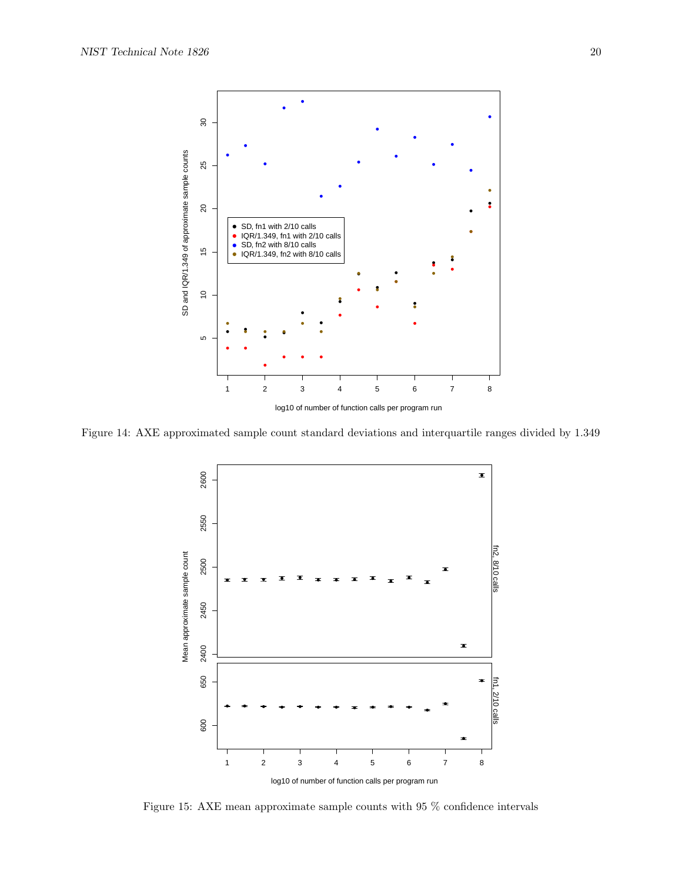Figure 14: AXE approximated sample count standard deviations and interquartile ranges divided by 1.349

Figure 15: AXE mean approximate sample counts with 95 % confidence intervals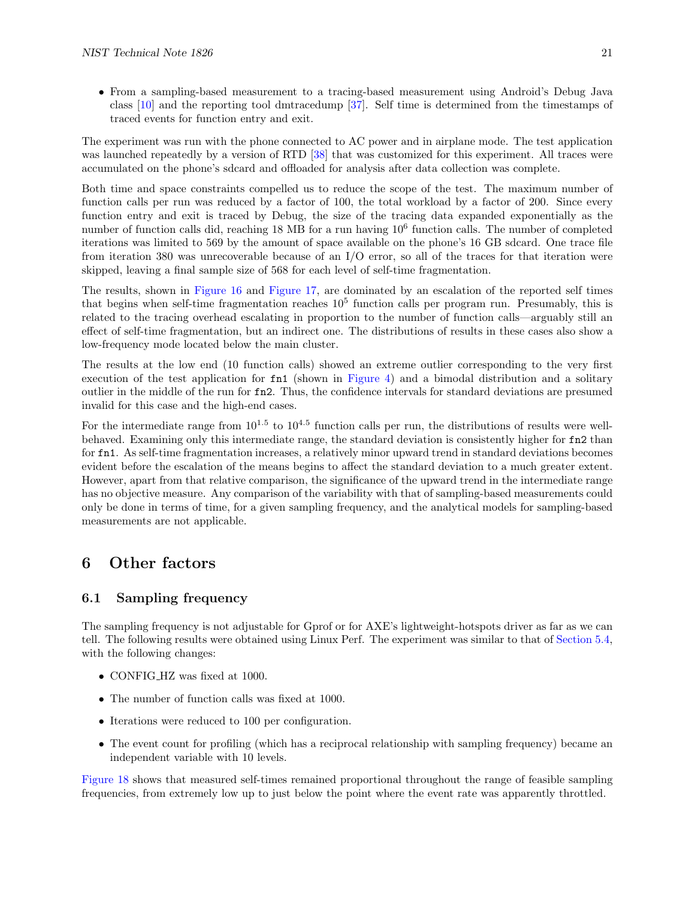- From a sampling-based measurement to a tracing-based measurement using Android's Debug Java class [10] and the reporting tool dmtracedump [37]. Self time is determined from the timestamps of traced events for function entry and exit.

The experiment was run with the phone connected to AC power and in airplane mode. The test application was launched repeatedly by a version of RTD [38] that was customized for this experiment. All traces were accumulated on the phone's sdcard and offloaded for analysis after data collection was complete.

Both time and space constraints compelled us to reduce the scope of the test. The maximum number of function calls per run was reduced by a factor of 100, the total workload by a factor of 200. Since every function entry and exit is traced by Debug, the size of the tracing data expanded exponentially as the number of function calls did, reaching 18 MB for a run having $10^6$ function calls. The number of completed iterations was limited to 569 by the amount of space available on the phone's 16 GB sdcard. One trace file from iteration 380 was unrecoverable because of an I/O error, so all of the traces for that iteration were skipped, leaving a final sample size of 568 for each level of self-time fragmentation.

The results, shown in Figure 16 and Figure 17, are dominated by an escalation of the reported self times that begins when self-time fragmentation reaches $10^5$ function calls per program run. Presumably, this is related to the tracing overhead escalating in proportion to the number of function calls—arguably still an effect of self-time fragmentation, but an indirect one. The distributions of results in these cases also show a low-frequency mode located below the main cluster.

The results at the low end (10 function calls) showed an extreme outlier corresponding to the very first execution of the test application for `fn1` (shown in Figure 4) and a bimodal distribution and a solitary outlier in the middle of the run for `fn2`. Thus, the confidence intervals for standard deviations are presumed invalid for this case and the high-end cases.

For the intermediate range from $10^{1.5}$ to $10^{4.5}$ function calls per run, the distributions of results were well-behaved. Examining only this intermediate range, the standard deviation is consistently higher for `fn2` than for `fn1`. As self-time fragmentation increases, a relatively minor upward trend in standard deviations becomes evident before the escalation of the means begins to affect the standard deviation to a much greater extent. However, apart from that relative comparison, the significance of the upward trend in the intermediate range has no objective measure. Any comparison of the variability with that of sampling-based measurements could only be done in terms of time, for a given sampling frequency, and the analytical models for sampling-based measurements are not applicable.

# 6 Other factors

## 6.1 Sampling frequency

The sampling frequency is not adjustable for Gprof or for AXE's lightweight-hotspots driver as far as we can tell. The following results were obtained using Linux Perf. The experiment was similar to that of Section 5.4, with the following changes:

- CONFIG_HZ was fixed at 1000.
- The number of function calls was fixed at 1000.
- Iterations were reduced to 100 per configuration.
- The event count for profiling (which has a reciprocal relationship with sampling frequency) became an independent variable with 10 levels.

Figure 18 shows that measured self-times remained proportional throughout the range of feasible sampling frequencies, from extremely low up to just below the point where the event rate was apparently throttled.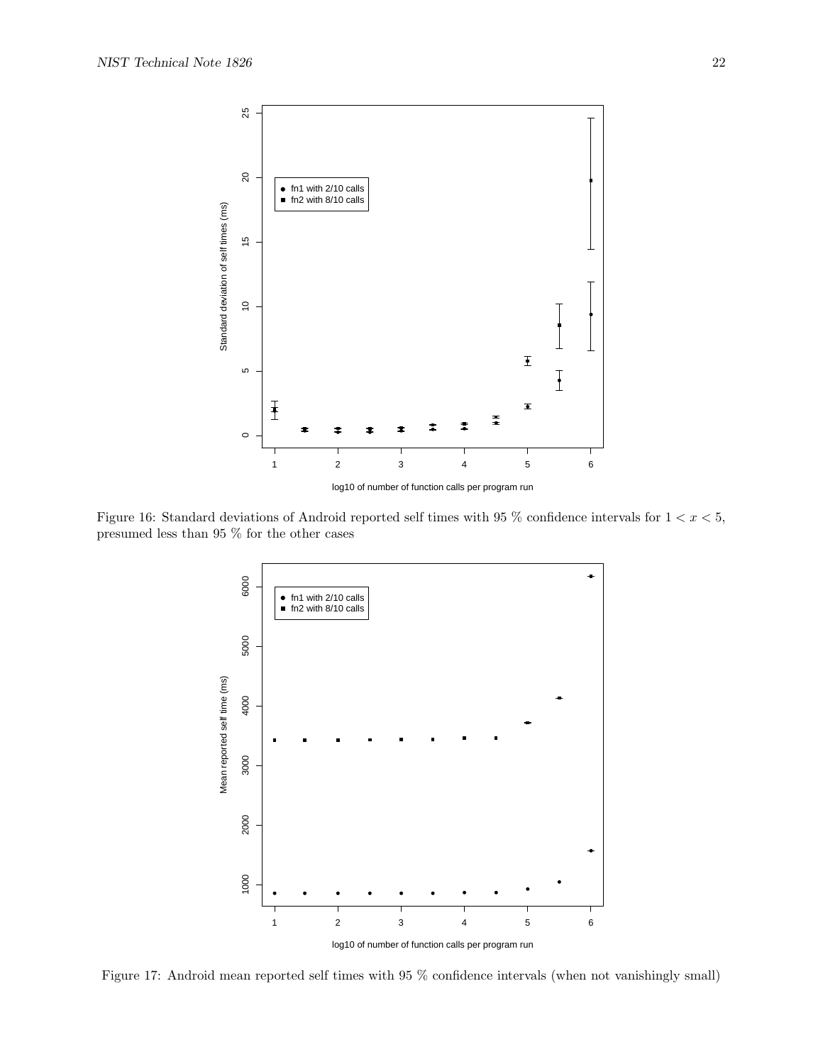25

20

15

10

5

0

Standard deviation of self times (ms)

fn1 with 2/10 calls

fn2 with 8/10 calls

1 2 3 4 5 6

log10 of number of function calls per program run

Figure 16: Standard deviations of Android reported self times with 95 % confidence intervals for $1 < x < 5$, presumed less than 95 % for the other cases

6000

5000

4000

3000

2000

1000

Mean reported self time (ms)

fn1 with 2/10 calls

fn2 with 8/10 calls

1 2 3 4 5 6

log10 of number of function calls per program run

Figure 17: Android mean reported self times with 95 % confidence intervals (when not vanishingly small)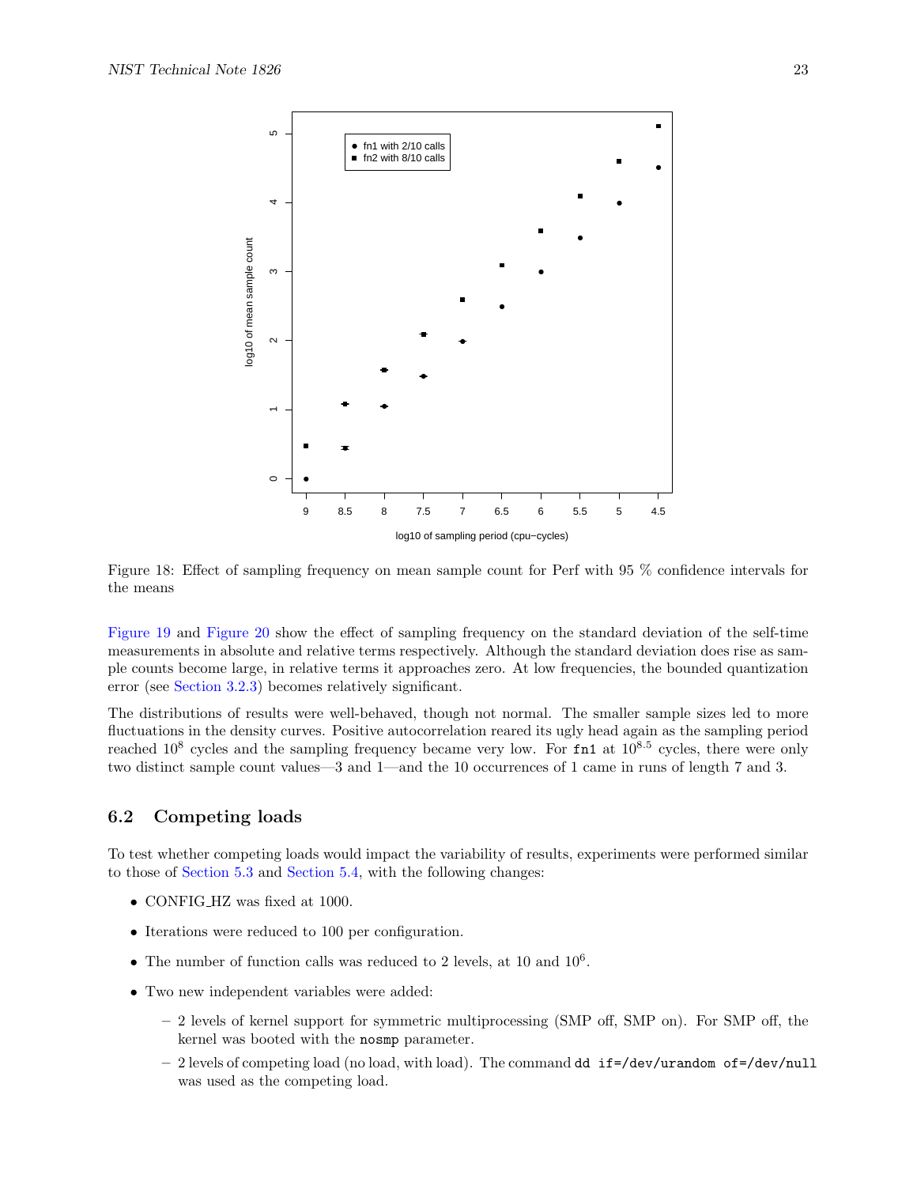fn1 with 2/10 calls
fn2 with 8/10 calls

log10 of mean sample count

0
1
2
3
4
5

9
8.5
8
7.5
7
6.5
6
5.5
5
4.5

log10 of sampling period (cpu−cycles)

Figure 18: Effect of sampling frequency on mean sample count for Perf with 95 % confidence intervals for the means

Figure 19 and Figure 20 show the effect of sampling frequency on the standard deviation of the self-time measurements in absolute and relative terms respectively. Although the standard deviation does rise as sample counts become large, in relative terms it approaches zero. At low frequencies, the bounded quantization error (see Section 3.2.3) becomes relatively significant.

The distributions of results were well-behaved, though not normal. The smaller sample sizes led to more fluctuations in the density curves. Positive autocorrelation reared its ugly head again as the sampling period reached $10^8$ cycles and the sampling frequency became very low. For `fn1` at $10^{8.5}$ cycles, there were only two distinct sample count values—3 and 1—and the 10 occurrences of 1 came in runs of length 7 and 3.

## 6.2 Competing loads

To test whether competing loads would impact the variability of results, experiments were performed similar to those of Section 5.3 and Section 5.4, with the following changes:

- CONFIG_HZ was fixed at 1000.
- Iterations were reduced to 100 per configuration.
- The number of function calls was reduced to 2 levels, at 10 and $10^6$.
- Two new independent variables were added:
  - 2 levels of kernel support for symmetric multiprocessing (SMP off, SMP on). For SMP off, the kernel was booted with the `nosmp` parameter.
  - 2 levels of competing load (no load, with load). The command `dd if=/dev/urandom of=/dev/null` was used as the competing load.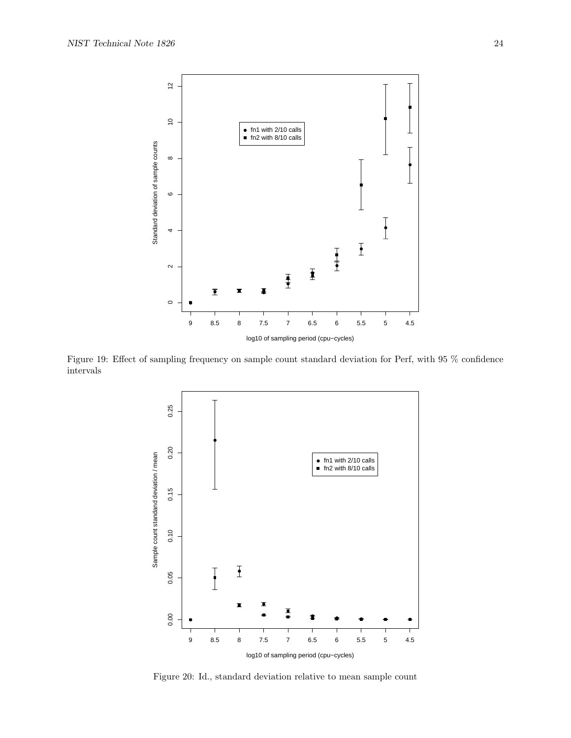Standard deviation of sample counts

0
2
4
6
8
10
12

fn1 with 2/10 calls
fn2 with 8/10 calls

9
8.5
8
7.5
7
6.5
6
5.5
5
4.5

log10 of sampling period (cpu−cycles)

Figure 19: Effect of sampling frequency on sample count standard deviation for Perf, with 95 % confidence intervals

Sample count standand deviation / mean

0.00
0.05
0.10
0.15
0.20
0.25

fn1 with 2/10 calls
fn2 with 8/10 calls

9
8.5
8
7.5
7
6.5
6
5.5
5
4.5

log10 of sampling period (cpu−cycles)

Figure 20: Id., standard deviation relative to mean sample count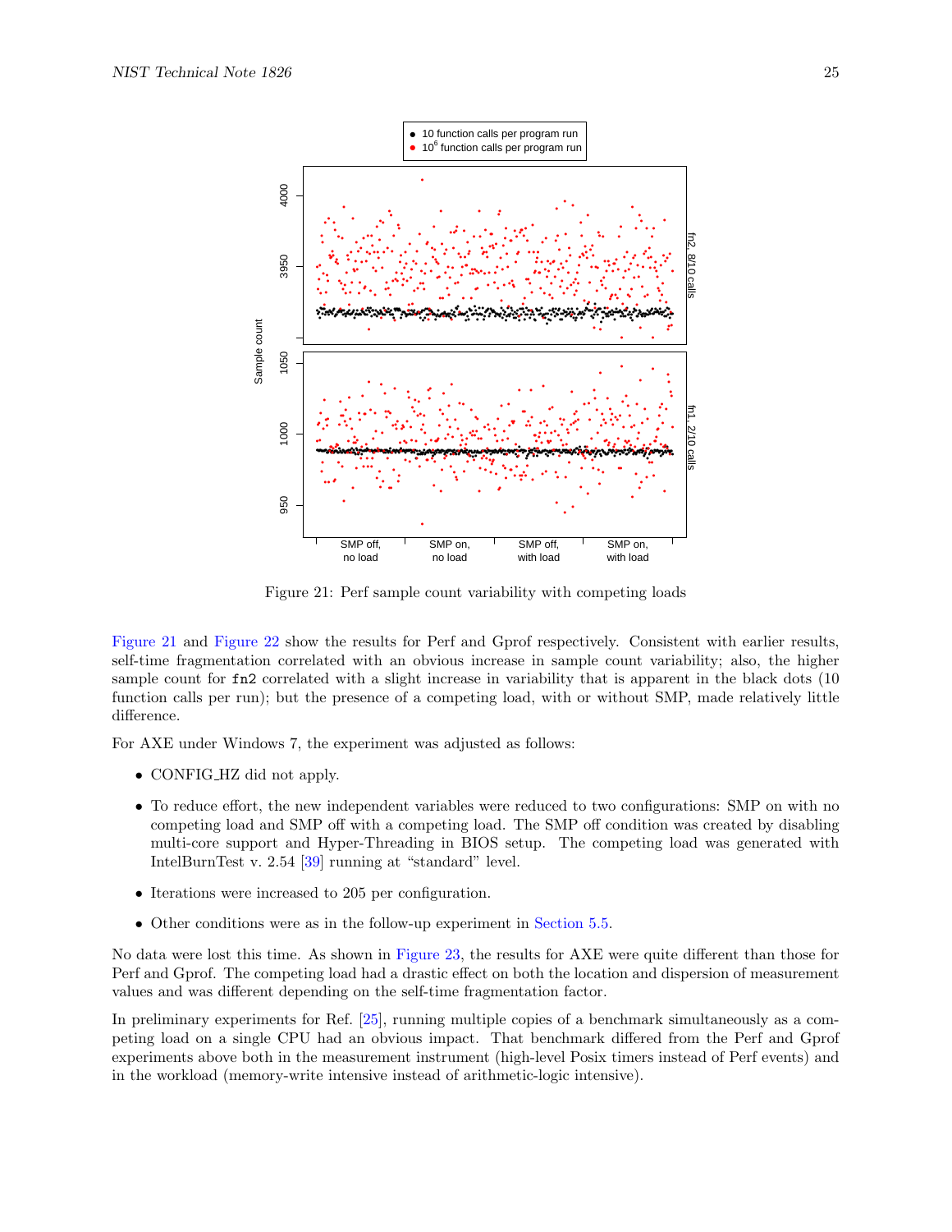• 10 function calls per program run
• $10^6$ function calls per program run

Sample count

4000
3950

fn2, 8/10 calls

1050
1000
950

fn1, 2/10 calls

SMP off, no load
SMP on, no load
SMP off, with load
SMP on, with load

Figure 21: Perf sample count variability with competing loads

Figure 21 and Figure 22 show the results for Perf and Gprof respectively. Consistent with earlier results, self-time fragmentation correlated with an obvious increase in sample count variability; also, the higher sample count for `fn2` correlated with a slight increase in variability that is apparent in the black dots (10 function calls per run); but the presence of a competing load, with or without SMP, made relatively little difference.

For AXE under Windows 7, the experiment was adjusted as follows:

- CONFIG_HZ did not apply.
- To reduce effort, the new independent variables were reduced to two configurations: SMP on with no competing load and SMP off with a competing load. The SMP off condition was created by disabling multi-core support and Hyper-Threading in BIOS setup. The competing load was generated with IntelBurnTest v. 2.54 [39] running at "standard" level.
- Iterations were increased to 205 per configuration.
- Other conditions were as in the follow-up experiment in Section 5.5.

No data were lost this time. As shown in Figure 23, the results for AXE were quite different than those for Perf and Gprof. The competing load had a drastic effect on both the location and dispersion of measurement values and was different depending on the self-time fragmentation factor.

In preliminary experiments for Ref. [25], running multiple copies of a benchmark simultaneously as a competing load on a single CPU had an obvious impact. That benchmark differed from the Perf and Gprof experiments above both in the measurement instrument (high-level Posix timers instead of Perf events) and in the workload (memory-write intensive instead of arithmetic-logic intensive).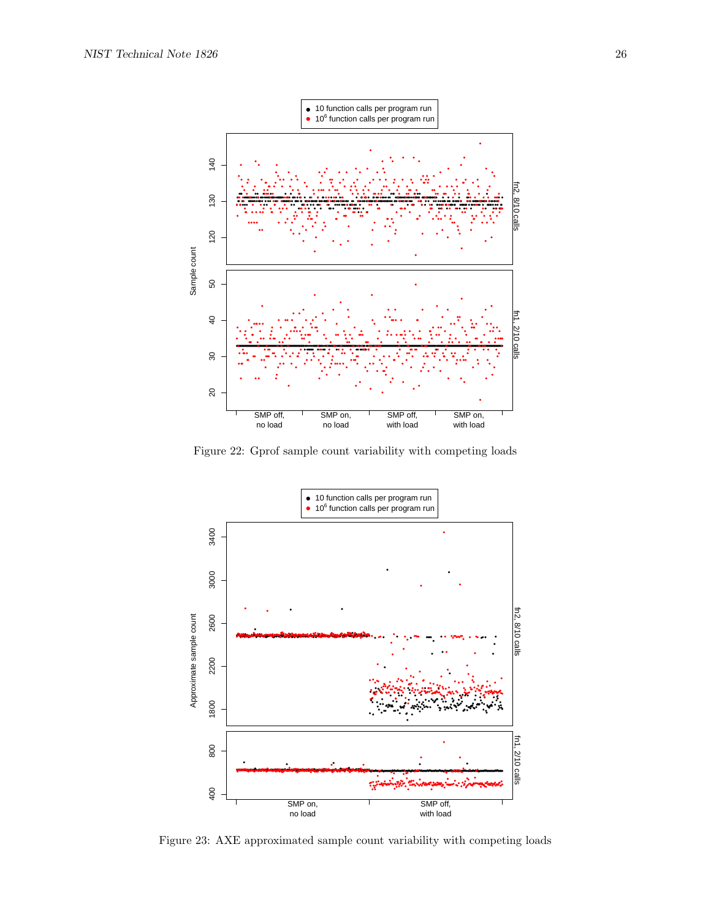10 function calls per program run
$10^6$ function calls per program run

Sample count

140
130
120
50
40
30
20

fn2, 8/10 calls
fn1, 2/10 calls

SMP off, no load
SMP on, no load
SMP off, with load
SMP on, with load

Figure 22: Gprof sample count variability with competing loads

10 function calls per program run
$10^6$ function calls per program run

Approximate sample count

3400
3000
2600
2200
1800
800
400

fn2, 8/10 calls
fn1, 2/10 calls

SMP on, no load
SMP off, with load

Figure 23: AXE approximated sample count variability with competing loads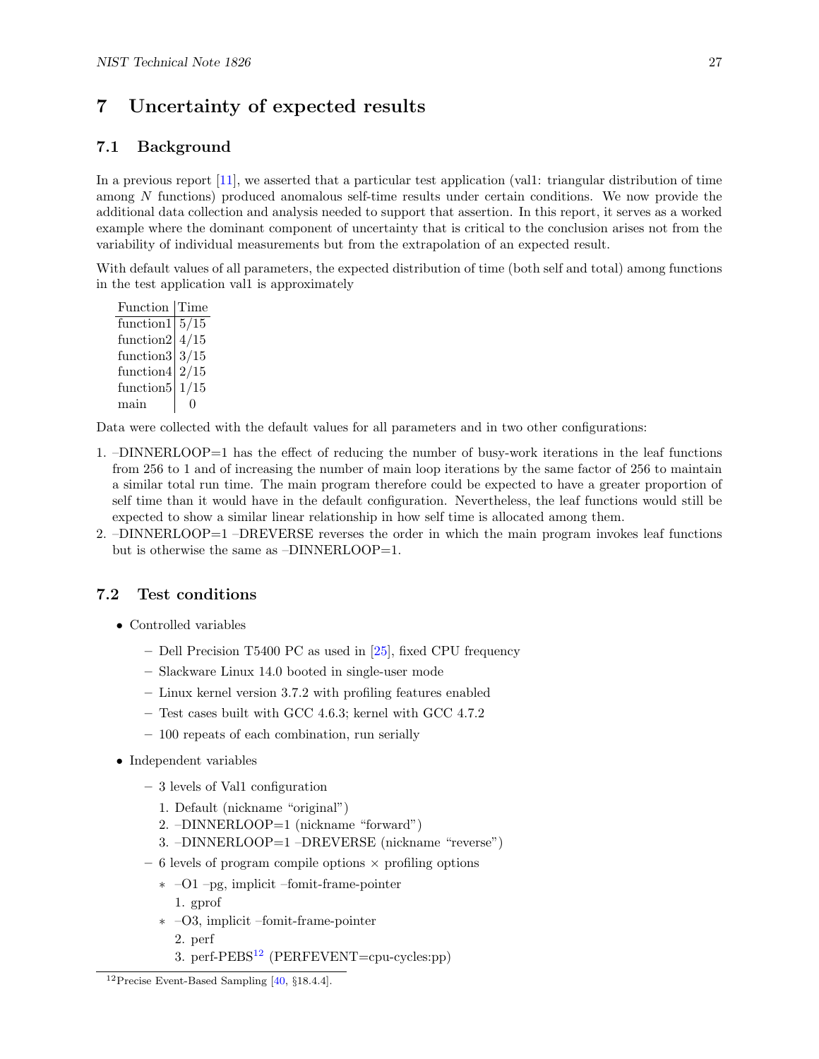# 7 Uncertainty of expected results

## 7.1 Background

In a previous report [11], we asserted that a particular test application (val1: triangular distribution of time among $N$ functions) produced anomalous self-time results under certain conditions. We now provide the additional data collection and analysis needed to support that assertion. In this report, it serves as a worked example where the dominant component of uncertainty that is critical to the conclusion arises not from the variability of individual measurements but from the extrapolation of an expected result.

With default values of all parameters, the expected distribution of time (both self and total) among functions in the test application val1 is approximately

| Function | Time |
|---|---|
| function1 | 5/15 |
| function2 | 4/15 |
| function3 | 3/15 |
| function4 | 2/15 |
| function5 | 1/15 |
| main | 0 |

Data were collected with the default values for all parameters and in two other configurations:

1. –DINNERLOOP=1 has the effect of reducing the number of busy-work iterations in the leaf functions from 256 to 1 and of increasing the number of main loop iterations by the same factor of 256 to maintain a similar total run time. The main program therefore could be expected to have a greater proportion of self time than it would have in the default configuration. Nevertheless, the leaf functions would still be expected to show a similar linear relationship in how self time is allocated among them.
2. –DINNERLOOP=1 –DREVERSE reverses the order in which the main program invokes leaf functions but is otherwise the same as –DINNERLOOP=1.

## 7.2 Test conditions

- Controlled variables
  - Dell Precision T5400 PC as used in [25], fixed CPU frequency
  - Slackware Linux 14.0 booted in single-user mode
  - Linux kernel version 3.7.2 with profiling features enabled
  - Test cases built with GCC 4.6.3; kernel with GCC 4.7.2
  - 100 repeats of each combination, run serially
- Independent variables
  - 3 levels of Val1 configuration
    1. Default (nickname "original")
    2. –DINNERLOOP=1 (nickname "forward")
    3. –DINNERLOOP=1 –DREVERSE (nickname "reverse")
  - 6 levels of program compile options × profiling options
    * –O1 –pg, implicit –fomit-frame-pointer
      1. gprof
    * –O3, implicit –fomit-frame-pointer
      2. perf
      3. perf-PEBS[12] (PERFEVENT=cpu-cycles:pp)

[12] Precise Event-Based Sampling [40, §18.4.4].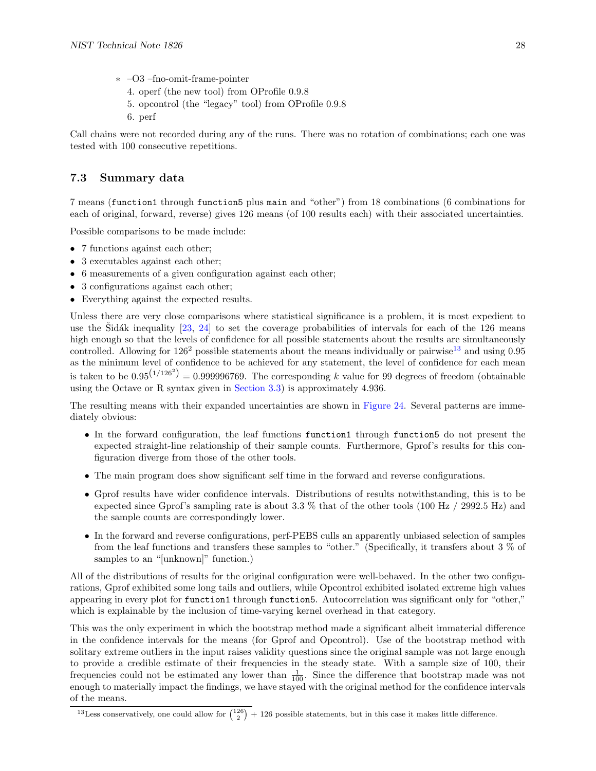- * –O3 –fno-omit-frame-pointer

4. operf (the new tool) from OProfile 0.9.8
5. opcontrol (the "legacy" tool) from OProfile 0.9.8
6. perf

Call chains were not recorded during any of the runs. There was no rotation of combinations; each one was tested with 100 consecutive repetitions.

## 7.3 Summary data

7 means (`function1` through `function5` plus `main` and "other") from 18 combinations (6 combinations for each of original, forward, reverse) gives 126 means (of 100 results each) with their associated uncertainties.

Possible comparisons to be made include:

- 7 functions against each other;
- 3 executables against each other;
- 6 measurements of a given configuration against each other;
- 3 configurations against each other;
- Everything against the expected results.

Unless there are very close comparisons where statistical significance is a problem, it is most expedient to use the Šidák inequality [23, 24] to set the coverage probabilities of intervals for each of the 126 means high enough so that the levels of confidence for all possible statements about the results are simultaneously controlled. Allowing for $126^2$ possible statements about the means individually or pairwise[13] and using 0.95 as the minimum level of confidence to be achieved for any statement, the level of confidence for each mean is taken to be $0.95^{(1/126^2)} = 0.999996769$. The corresponding $k$ value for 99 degrees of freedom (obtainable using the Octave or R syntax given in Section 3.3) is approximately 4.936.

The resulting means with their expanded uncertainties are shown in Figure 24. Several patterns are immediately obvious:

- In the forward configuration, the leaf functions `function1` through `function5` do not present the expected straight-line relationship of their sample counts. Furthermore, Gprof's results for this configuration diverge from those of the other tools.
- The main program does show significant self time in the forward and reverse configurations.
- Gprof results have wider confidence intervals. Distributions of results notwithstanding, this is to be expected since Gprof's sampling rate is about 3.3 % that of the other tools (100 Hz / 2992.5 Hz) and the sample counts are correspondingly lower.
- In the forward and reverse configurations, perf-PEBS culls an apparently unbiased selection of samples from the leaf functions and transfers these samples to "other." (Specifically, it transfers about 3 % of samples to an "[unknown]" function.)

All of the distributions of results for the original configuration were well-behaved. In the other two configurations, Gprof exhibited some long tails and outliers, while Opcontrol exhibited isolated extreme high values appearing in every plot for `function1` through `function5`. Autocorrelation was significant only for "other," which is explainable by the inclusion of time-varying kernel overhead in that category.

This was the only experiment in which the bootstrap method made a significant albeit immaterial difference in the confidence intervals for the means (for Gprof and Opcontrol). Use of the bootstrap method with solitary extreme outliers in the input raises validity questions since the original sample was not large enough to provide a credible estimate of their frequencies in the steady state. With a sample size of 100, their frequencies could not be estimated any lower than $\frac{1}{100}$. Since the difference that bootstrap made was not enough to materially impact the findings, we have stayed with the original method for the confidence intervals of the means.

[13] Less conservatively, one could allow for $\binom{126}{2} + 126$ possible statements, but in this case it makes little difference.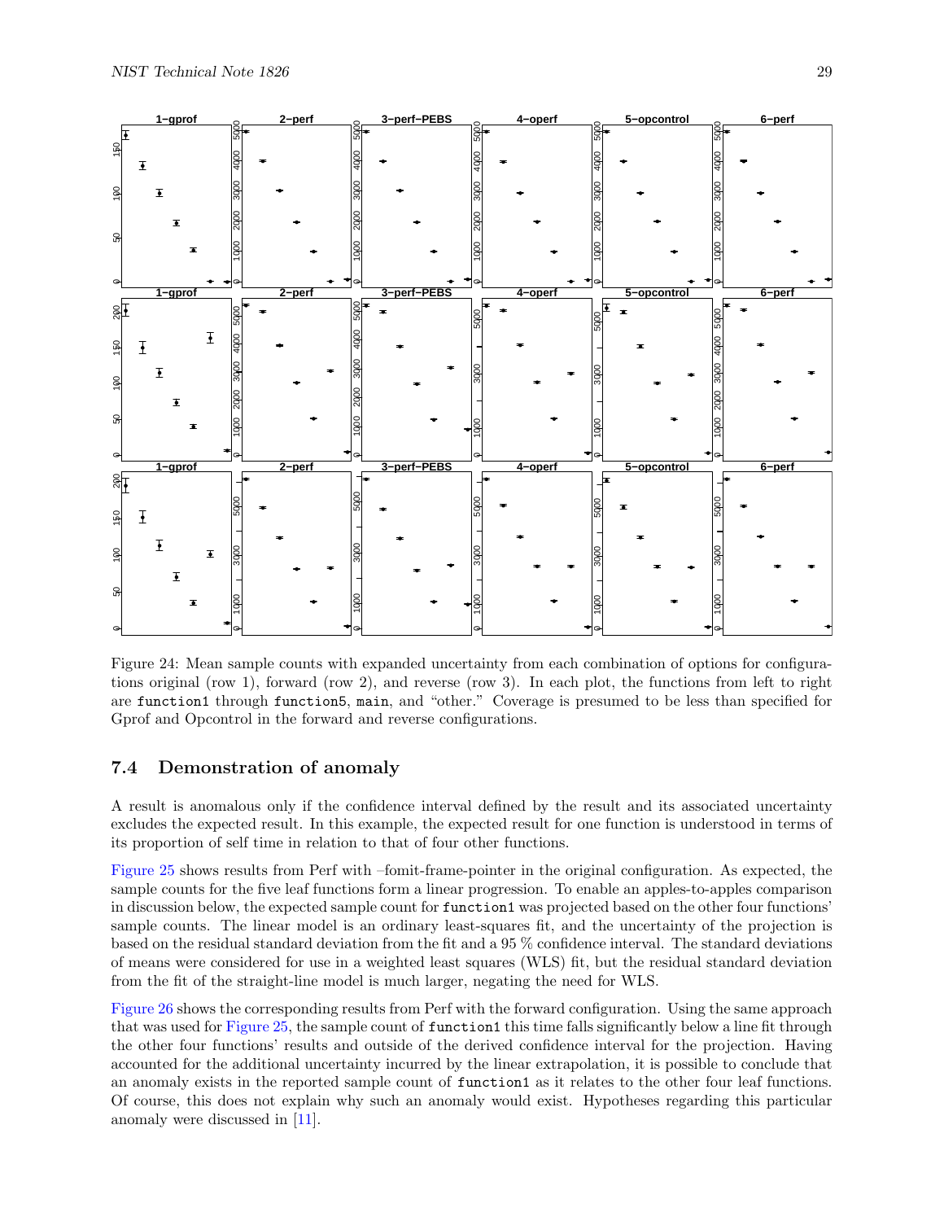1–gprof
2–perf
3–perf–PEBS
4–operf
5–opcontrol
6–perf

Figure 24: Mean sample counts with expanded uncertainty from each combination of options for configurations original (row 1), forward (row 2), and reverse (row 3). In each plot, the functions from left to right are `function1` through `function5`, `main`, and "other." Coverage is presumed to be less than specified for Gprof and Opcontrol in the forward and reverse configurations.

### 7.4 Demonstration of anomaly

A result is anomalous only if the confidence interval defined by the result and its associated uncertainty excludes the expected result. In this example, the expected result for one function is understood in terms of its proportion of self time in relation to that of four other functions.

Figure 25 shows results from Perf with –fomit-frame-pointer in the original configuration. As expected, the sample counts for the five leaf functions form a linear progression. To enable an apples-to-apples comparison in discussion below, the expected sample count for `function1` was projected based on the other four functions' sample counts. The linear model is an ordinary least-squares fit, and the uncertainty of the projection is based on the residual standard deviation from the fit and a 95 % confidence interval. The standard deviations of means were considered for use in a weighted least squares (WLS) fit, but the residual standard deviation from the fit of the straight-line model is much larger, negating the need for WLS.

Figure 26 shows the corresponding results from Perf with the forward configuration. Using the same approach that was used for Figure 25, the sample count of `function1` this time falls significantly below a line fit through the other four functions' results and outside of the derived confidence interval for the projection. Having accounted for the additional uncertainty incurred by the linear extrapolation, it is possible to conclude that an anomaly exists in the reported sample count of `function1` as it relates to the other four leaf functions. Of course, this does not explain why such an anomaly would exist. Hypotheses regarding this particular anomaly were discussed in [11].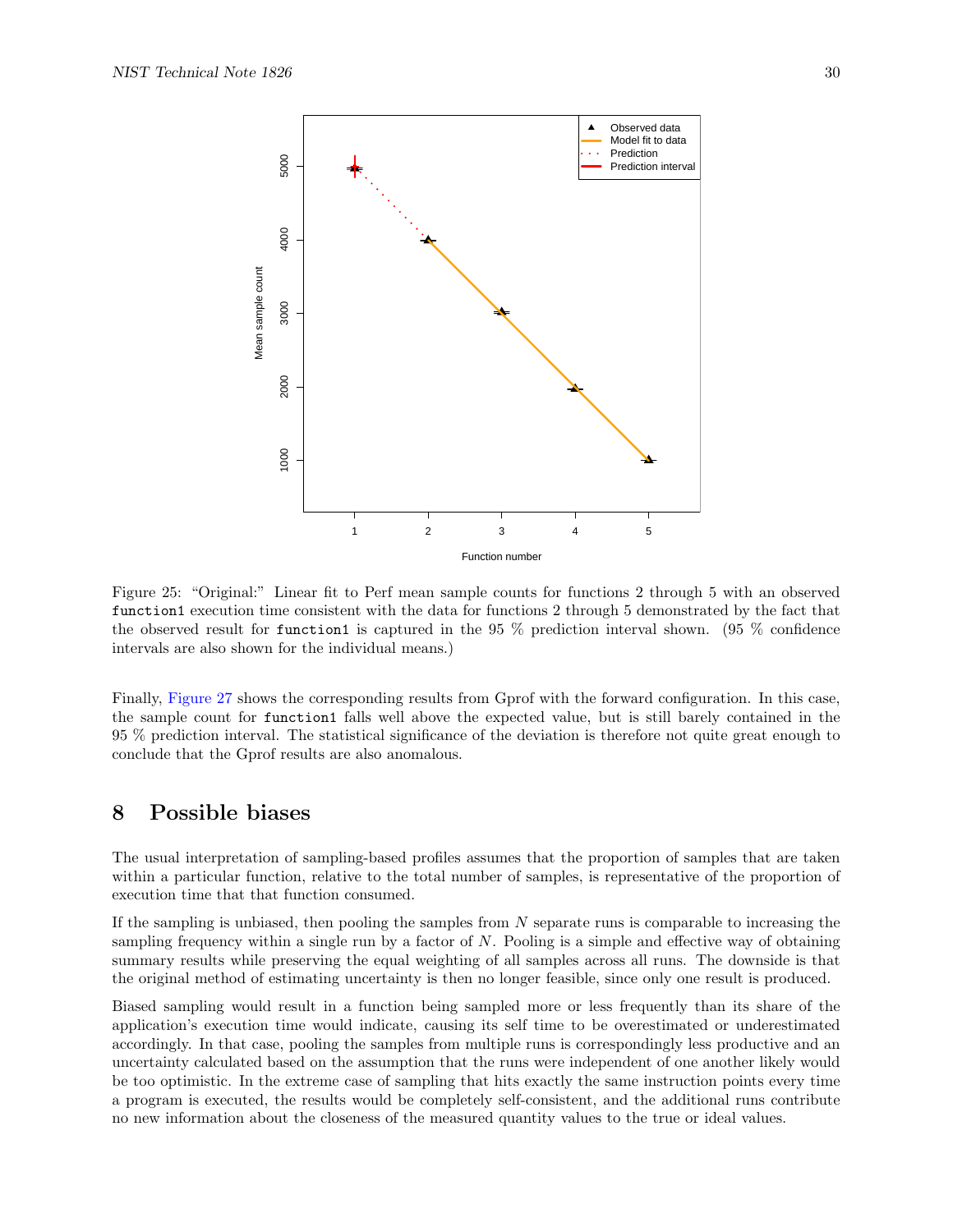Observed data
Model fit to data
Prediction
Prediction interval

Mean sample count

5000
4000
3000
2000
1000

1
2
3
4
5

Function number

Figure 25: "Original:" Linear fit to Perf mean sample counts for functions 2 through 5 with an observed `function1` execution time consistent with the data for functions 2 through 5 demonstrated by the fact that the observed result for `function1` is captured in the 95 % prediction interval shown. (95 % confidence intervals are also shown for the individual means.)

Finally, Figure 27 shows the corresponding results from Gprof with the forward configuration. In this case, the sample count for `function1` falls well above the expected value, but is still barely contained in the 95 % prediction interval. The statistical significance of the deviation is therefore not quite great enough to conclude that the Gprof results are also anomalous.

## 8 Possible biases

The usual interpretation of sampling-based profiles assumes that the proportion of samples that are taken within a particular function, relative to the total number of samples, is representative of the proportion of execution time that that function consumed.

If the sampling is unbiased, then pooling the samples from $N$ separate runs is comparable to increasing the sampling frequency within a single run by a factor of $N$. Pooling is a simple and effective way of obtaining summary results while preserving the equal weighting of all samples across all runs. The downside is that the original method of estimating uncertainty is then no longer feasible, since only one result is produced.

Biased sampling would result in a function being sampled more or less frequently than its share of the application's execution time would indicate, causing its self time to be overestimated or underestimated accordingly. In that case, pooling the samples from multiple runs is correspondingly less productive and an uncertainty calculated based on the assumption that the runs were independent of one another likely would be too optimistic. In the extreme case of sampling that hits exactly the same instruction points every time a program is executed, the results would be completely self-consistent, and the additional runs contribute no new information about the closeness of the measured quantity values to the true or ideal values.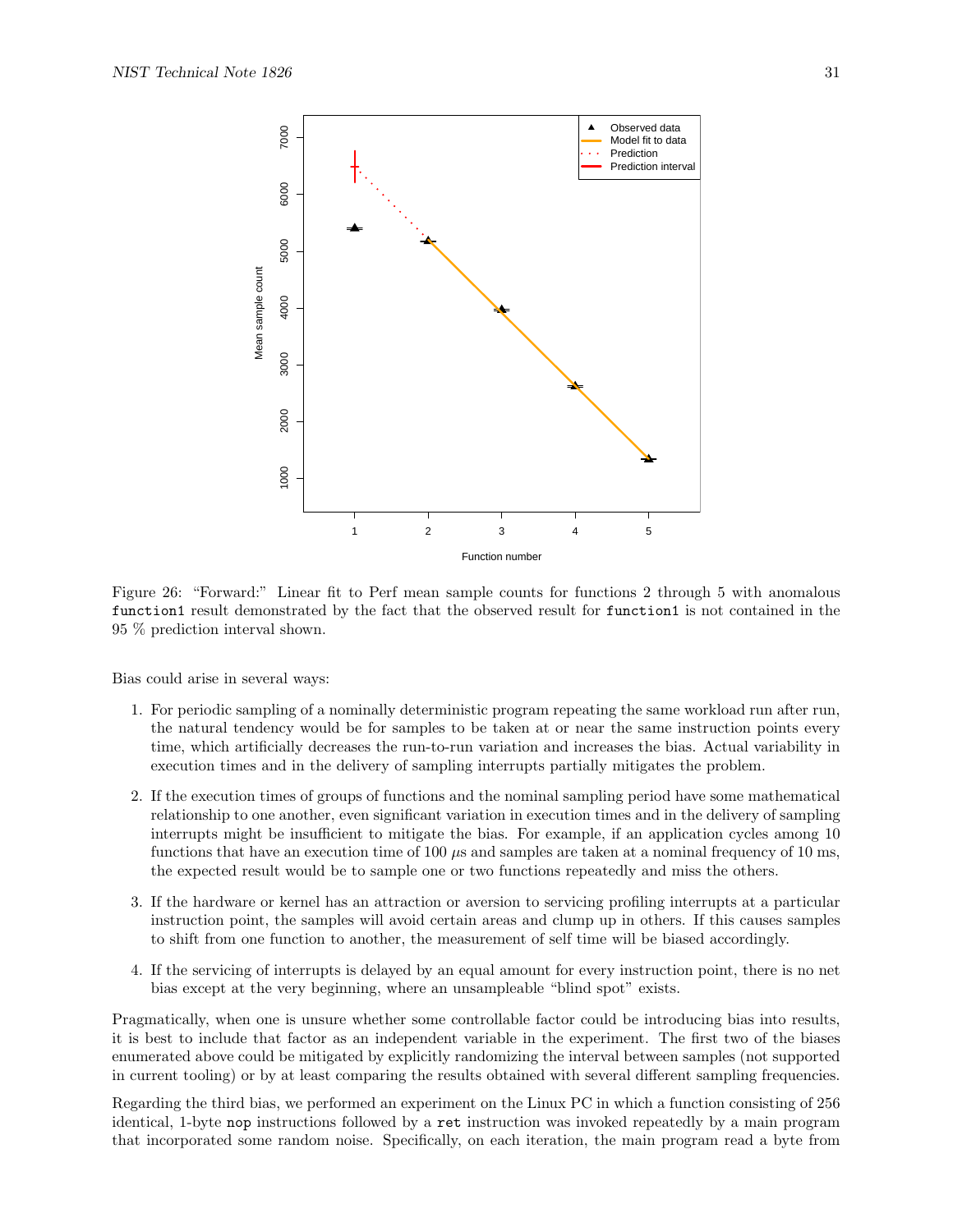Mean sample count

1000 2000 3000 4000 5000 6000 7000

Function number

1 2 3 4 5

Observed data
Model fit to data
Prediction
Prediction interval

Figure 26: "Forward:" Linear fit to Perf mean sample counts for functions 2 through 5 with anomalous `function1` result demonstrated by the fact that the observed result for `function1` is not contained in the 95 % prediction interval shown.

Bias could arise in several ways:

1. For periodic sampling of a nominally deterministic program repeating the same workload run after run, the natural tendency would be for samples to be taken at or near the same instruction points every time, which artificially decreases the run-to-run variation and increases the bias. Actual variability in execution times and in the delivery of sampling interrupts partially mitigates the problem.

2. If the execution times of groups of functions and the nominal sampling period have some mathematical relationship to one another, even significant variation in execution times and in the delivery of sampling interrupts might be insufficient to mitigate the bias. For example, if an application cycles among 10 functions that have an execution time of 100 $\mu$s and samples are taken at a nominal frequency of 10 ms, the expected result would be to sample one or two functions repeatedly and miss the others.

3. If the hardware or kernel has an attraction or aversion to servicing profiling interrupts at a particular instruction point, the samples will avoid certain areas and clump up in others. If this causes samples to shift from one function to another, the measurement of self time will be biased accordingly.

4. If the servicing of interrupts is delayed by an equal amount for every instruction point, there is no net bias except at the very beginning, where an unsampleable "blind spot" exists.

Pragmatically, when one is unsure whether some controllable factor could be introducing bias into results, it is best to include that factor as an independent variable in the experiment. The first two of the biases enumerated above could be mitigated by explicitly randomizing the interval between samples (not supported in current tooling) or by at least comparing the results obtained with several different sampling frequencies.

Regarding the third bias, we performed an experiment on the Linux PC in which a function consisting of 256 identical, 1-byte `nop` instructions followed by a `ret` instruction was invoked repeatedly by a main program that incorporated some random noise. Specifically, on each iteration, the main program read a byte from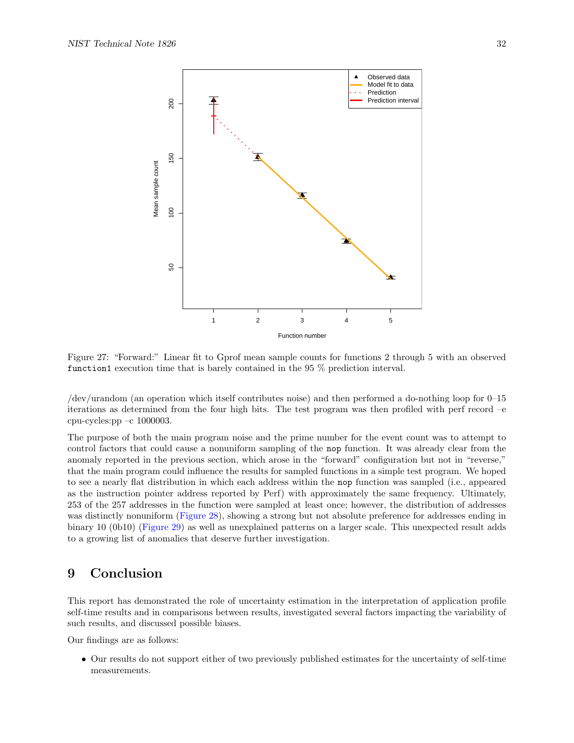Observed data
Model fit to data
Prediction
Prediction interval

Mean sample count

200
150
100
50

1
2
3
4
5

Function number

Figure 27: "Forward:" Linear fit to Gprof mean sample counts for functions 2 through 5 with an observed `function1` execution time that is barely contained in the 95 % prediction interval.

/dev/urandom (an operation which itself contributes noise) and then performed a do-nothing loop for 0–15 iterations as determined from the four high bits. The test program was then profiled with perf record –e cpu-cycles:pp –c 1000003.

The purpose of both the main program noise and the prime number for the event count was to attempt to control factors that could cause a nonuniform sampling of the `nop` function. It was already clear from the anomaly reported in the previous section, which arose in the "forward" configuration but not in "reverse," that the main program could influence the results for sampled functions in a simple test program. We hoped to see a nearly flat distribution in which each address within the `nop` function was sampled (i.e., appeared as the instruction pointer address reported by Perf) with approximately the same frequency. Ultimately, 253 of the 257 addresses in the function were sampled at least once; however, the distribution of addresses was distinctly nonuniform (Figure 28), showing a strong but not absolute preference for addresses ending in binary 10 (0b10) (Figure 29) as well as unexplained patterns on a larger scale. This unexpected result adds to a growing list of anomalies that deserve further investigation.

# 9 Conclusion

This report has demonstrated the role of uncertainty estimation in the interpretation of application profile self-time results and in comparisons between results, investigated several factors impacting the variability of such results, and discussed possible biases.

Our findings are as follows:

- Our results do not support either of two previously published estimates for the uncertainty of self-time measurements.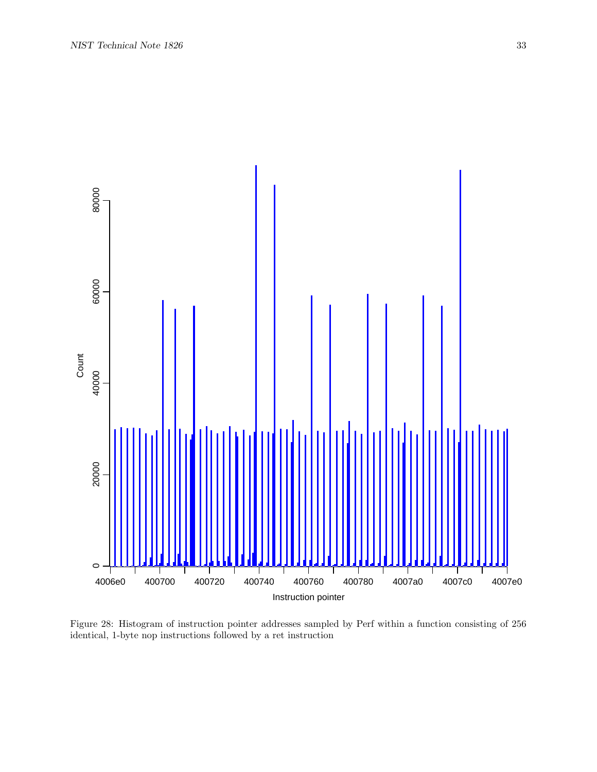Count

80000

60000

40000

20000

0

4006e0

400700

400720

400740

400760

400780

4007a0

4007c0

4007e0

Instruction pointer

Figure 28: Histogram of instruction pointer addresses sampled by Perf within a function consisting of 256 identical, 1-byte nop instructions followed by a ret instruction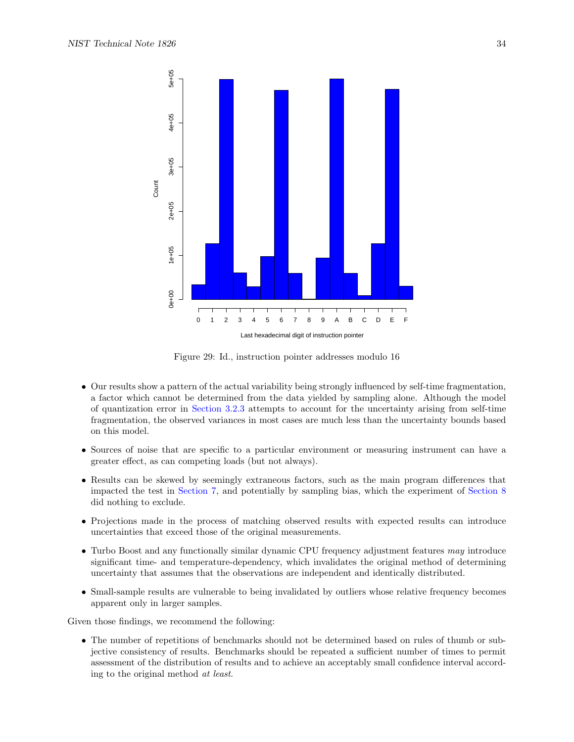5e+05
4e+05
3e+05
2e+05
1e+05
0e+00

Count

0 1 2 3 4 5 6 7 8 9 A B C D E F

Last hexadecimal digit of instruction pointer

Figure 29: Id., instruction pointer addresses modulo 16

- Our results show a pattern of the actual variability being strongly influenced by self-time fragmentation, a factor which cannot be determined from the data yielded by sampling alone. Although the model of quantization error in Section 3.2.3 attempts to account for the uncertainty arising from self-time fragmentation, the observed variances in most cases are much less than the uncertainty bounds based on this model.
- Sources of noise that are specific to a particular environment or measuring instrument can have a greater effect, as can competing loads (but not always).
- Results can be skewed by seemingly extraneous factors, such as the main program differences that impacted the test in Section 7, and potentially by sampling bias, which the experiment of Section 8 did nothing to exclude.
- Projections made in the process of matching observed results with expected results can introduce uncertainties that exceed those of the original measurements.
- Turbo Boost and any functionally similar dynamic CPU frequency adjustment features *may* introduce significant time- and temperature-dependency, which invalidates the original method of determining uncertainty that assumes that the observations are independent and identically distributed.
- Small-sample results are vulnerable to being invalidated by outliers whose relative frequency becomes apparent only in larger samples.

Given those findings, we recommend the following:

- The number of repetitions of benchmarks should not be determined based on rules of thumb or subjective consistency of results. Benchmarks should be repeated a sufficient number of times to permit assessment of the distribution of results and to achieve an acceptably small confidence interval according to the original method *at least*.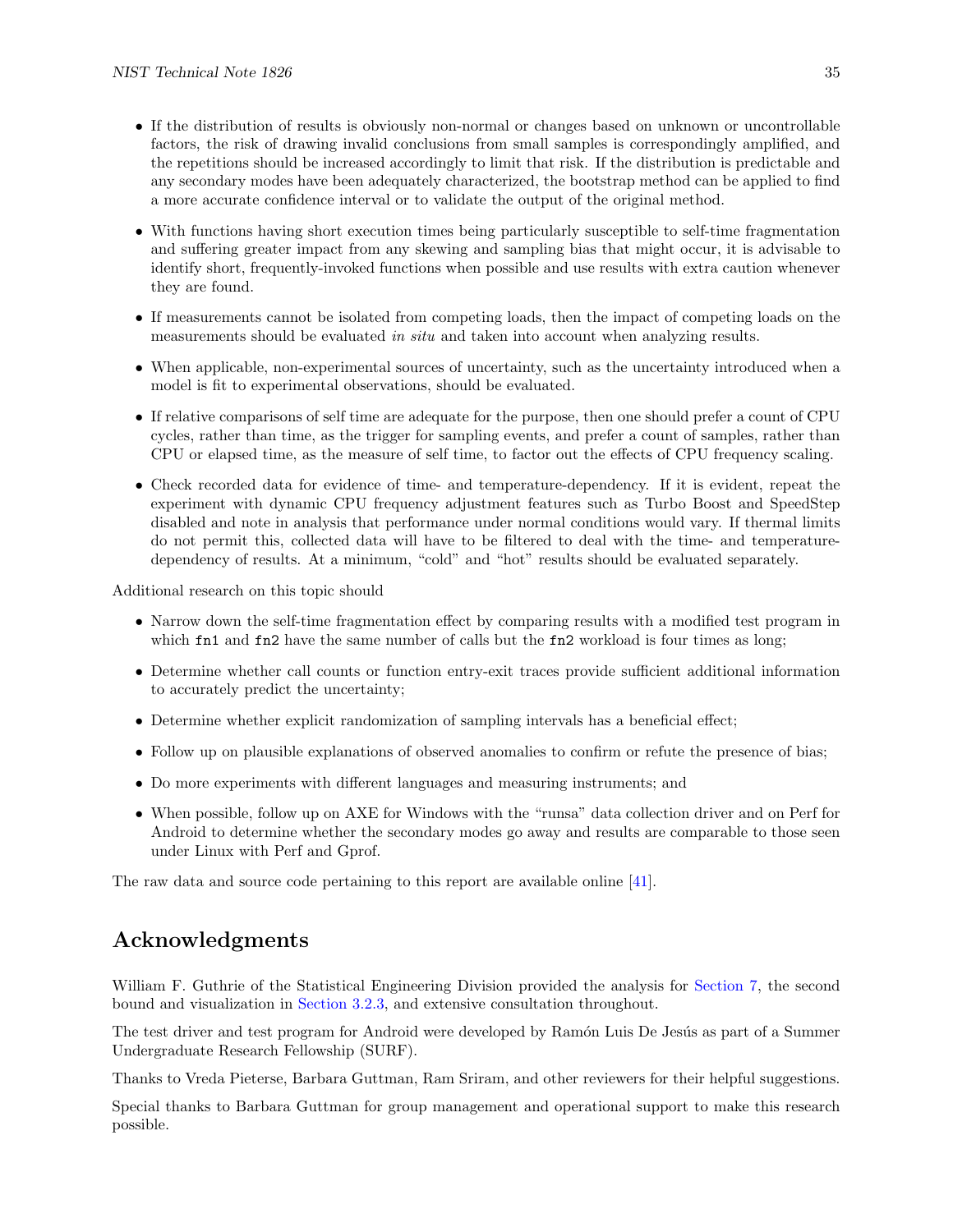- If the distribution of results is obviously non-normal or changes based on unknown or uncontrollable factors, the risk of drawing invalid conclusions from small samples is correspondingly amplified, and the repetitions should be increased accordingly to limit that risk. If the distribution is predictable and any secondary modes have been adequately characterized, the bootstrap method can be applied to find a more accurate confidence interval or to validate the output of the original method.
- With functions having short execution times being particularly susceptible to self-time fragmentation and suffering greater impact from any skewing and sampling bias that might occur, it is advisable to identify short, frequently-invoked functions when possible and use results with extra caution whenever they are found.
- If measurements cannot be isolated from competing loads, then the impact of competing loads on the measurements should be evaluated *in situ* and taken into account when analyzing results.
- When applicable, non-experimental sources of uncertainty, such as the uncertainty introduced when a model is fit to experimental observations, should be evaluated.
- If relative comparisons of self time are adequate for the purpose, then one should prefer a count of CPU cycles, rather than time, as the trigger for sampling events, and prefer a count of samples, rather than CPU or elapsed time, as the measure of self time, to factor out the effects of CPU frequency scaling.
- Check recorded data for evidence of time- and temperature-dependency. If it is evident, repeat the experiment with dynamic CPU frequency adjustment features such as Turbo Boost and SpeedStep disabled and note in analysis that performance under normal conditions would vary. If thermal limits do not permit this, collected data will have to be filtered to deal with the time- and temperature-dependency of results. At a minimum, "cold" and "hot" results should be evaluated separately.

Additional research on this topic should

- Narrow down the self-time fragmentation effect by comparing results with a modified test program in which `fn1` and `fn2` have the same number of calls but the `fn2` workload is four times as long;
- Determine whether call counts or function entry-exit traces provide sufficient additional information to accurately predict the uncertainty;
- Determine whether explicit randomization of sampling intervals has a beneficial effect;
- Follow up on plausible explanations of observed anomalies to confirm or refute the presence of bias;
- Do more experiments with different languages and measuring instruments; and
- When possible, follow up on AXE for Windows with the "runsa" data collection driver and on Perf for Android to determine whether the secondary modes go away and results are comparable to those seen under Linux with Perf and Gprof.

The raw data and source code pertaining to this report are available online [41].

## Acknowledgments

William F. Guthrie of the Statistical Engineering Division provided the analysis for Section 7, the second bound and visualization in Section 3.2.3, and extensive consultation throughout.

The test driver and test program for Android were developed by Ramón Luis De Jesús as part of a Summer Undergraduate Research Fellowship (SURF).

Thanks to Vreda Pieterse, Barbara Guttman, Ram Sriram, and other reviewers for their helpful suggestions.

Special thanks to Barbara Guttman for group management and operational support to make this research possible.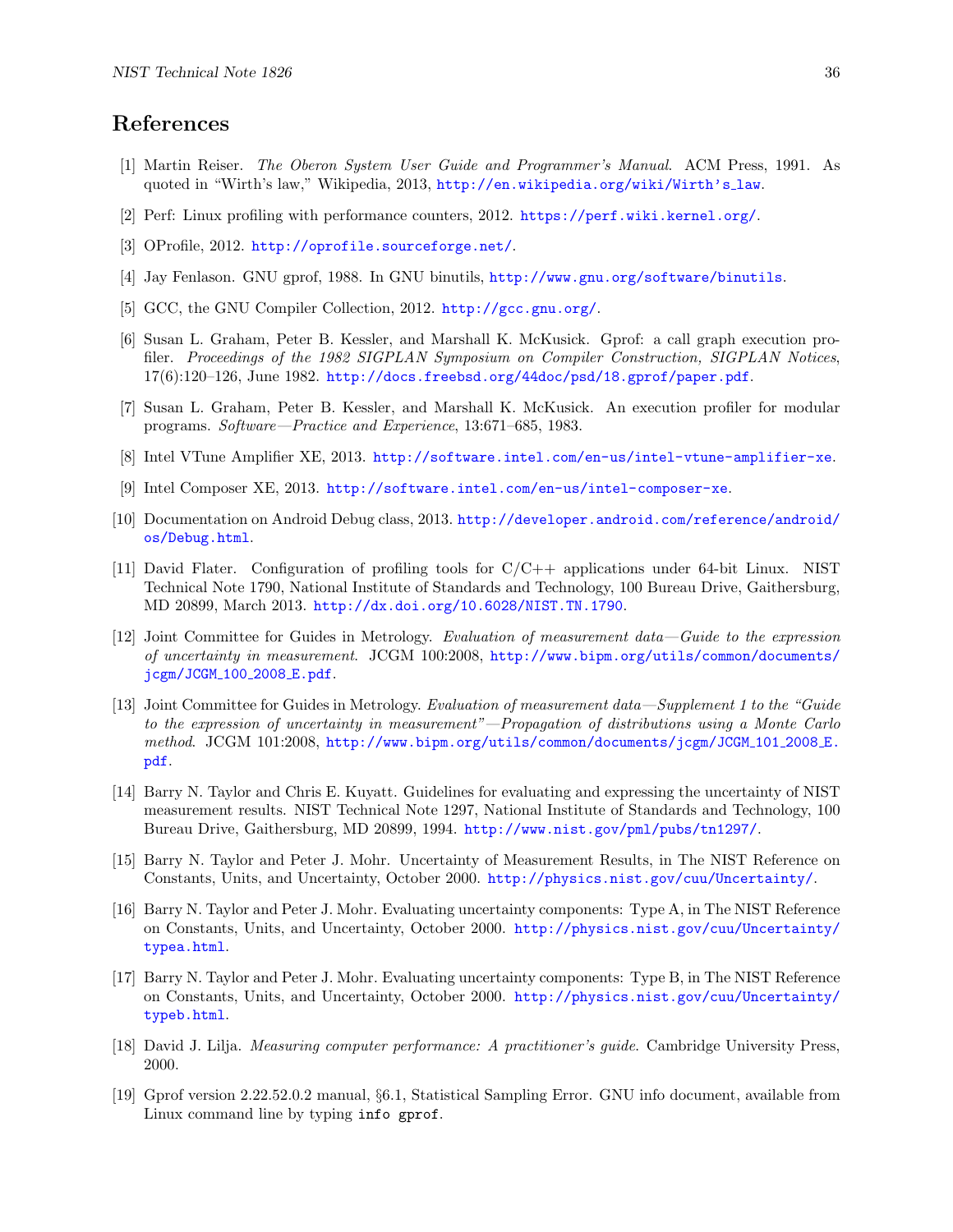# References

[1] Martin Reiser. *The Oberon System User Guide and Programmer's Manual*. ACM Press, 1991. As quoted in "Wirth's law," Wikipedia, 2013, http://en.wikipedia.org/wiki/Wirth's_law.

[2] Perf: Linux profiling with performance counters, 2012. https://perf.wiki.kernel.org/.

[3] OProfile, 2012. http://oprofile.sourceforge.net/.

[4] Jay Fenlason. GNU gprof, 1988. In GNU binutils, http://www.gnu.org/software/binutils.

[5] GCC, the GNU Compiler Collection, 2012. http://gcc.gnu.org/.

[6] Susan L. Graham, Peter B. Kessler, and Marshall K. McKusick. Gprof: a call graph execution profiler. *Proceedings of the 1982 SIGPLAN Symposium on Compiler Construction, SIGPLAN Notices*, 17(6):120–126, June 1982. http://docs.freebsd.org/44doc/psd/18.gprof/paper.pdf.

[7] Susan L. Graham, Peter B. Kessler, and Marshall K. McKusick. An execution profiler for modular programs. *Software—Practice and Experience*, 13:671–685, 1983.

[8] Intel VTune Amplifier XE, 2013. http://software.intel.com/en-us/intel-vtune-amplifier-xe.

[9] Intel Composer XE, 2013. http://software.intel.com/en-us/intel-composer-xe.

[10] Documentation on Android Debug class, 2013. http://developer.android.com/reference/android/os/Debug.html.

[11] David Flater. Configuration of profiling tools for C/C++ applications under 64-bit Linux. NIST Technical Note 1790, National Institute of Standards and Technology, 100 Bureau Drive, Gaithersburg, MD 20899, March 2013. http://dx.doi.org/10.6028/NIST.TN.1790.

[12] Joint Committee for Guides in Metrology. *Evaluation of measurement data—Guide to the expression of uncertainty in measurement*. JCGM 100:2008, http://www.bipm.org/utils/common/documents/jcgm/JCGM_100_2008_E.pdf.

[13] Joint Committee for Guides in Metrology. *Evaluation of measurement data—Supplement 1 to the "Guide to the expression of uncertainty in measurement"—Propagation of distributions using a Monte Carlo method*. JCGM 101:2008, http://www.bipm.org/utils/common/documents/jcgm/JCGM_101_2008_E.pdf.

[14] Barry N. Taylor and Chris E. Kuyatt. Guidelines for evaluating and expressing the uncertainty of NIST measurement results. NIST Technical Note 1297, National Institute of Standards and Technology, 100 Bureau Drive, Gaithersburg, MD 20899, 1994. http://www.nist.gov/pml/pubs/tn1297/.

[15] Barry N. Taylor and Peter J. Mohr. Uncertainty of Measurement Results, in The NIST Reference on Constants, Units, and Uncertainty, October 2000. http://physics.nist.gov/cuu/Uncertainty/.

[16] Barry N. Taylor and Peter J. Mohr. Evaluating uncertainty components: Type A, in The NIST Reference on Constants, Units, and Uncertainty, October 2000. http://physics.nist.gov/cuu/Uncertainty/typea.html.

[17] Barry N. Taylor and Peter J. Mohr. Evaluating uncertainty components: Type B, in The NIST Reference on Constants, Units, and Uncertainty, October 2000. http://physics.nist.gov/cuu/Uncertainty/typeb.html.

[18] David J. Lilja. *Measuring computer performance: A practitioner's guide*. Cambridge University Press, 2000.

[19] Gprof version 2.22.52.0.2 manual, §6.1, Statistical Sampling Error. GNU info document, available from Linux command line by typing `info gprof`.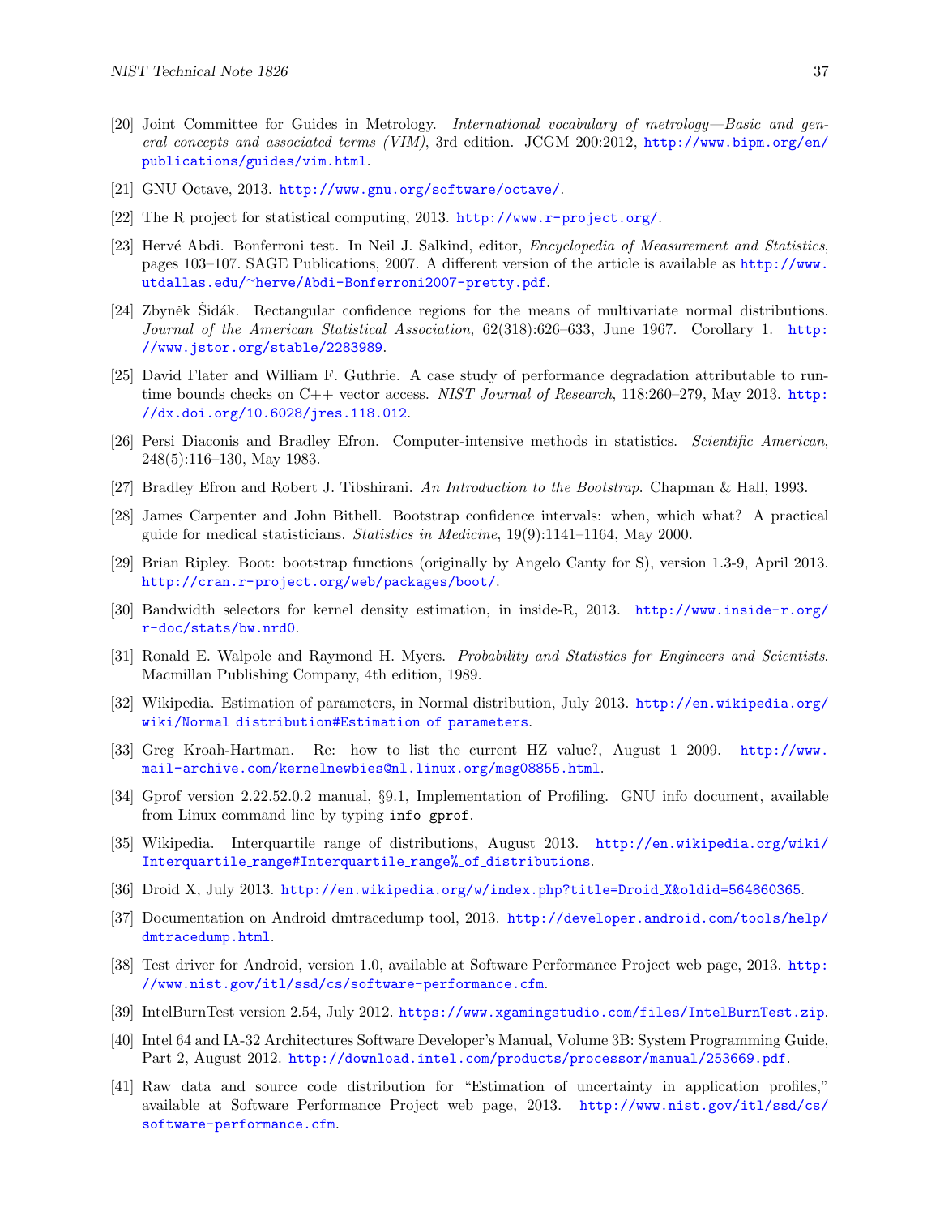[20] Joint Committee for Guides in Metrology. *International vocabulary of metrology—Basic and general concepts and associated terms (VIM)*, 3rd edition. JCGM 200:2012, http://www.bipm.org/en/publications/guides/vim.html.

[21] GNU Octave, 2013. http://www.gnu.org/software/octave/.

[22] The R project for statistical computing, 2013. http://www.r-project.org/.

[23] Hervé Abdi. Bonferroni test. In Neil J. Salkind, editor, *Encyclopedia of Measurement and Statistics*, pages 103–107. SAGE Publications, 2007. A different version of the article is available as http://www.utdallas.edu/~herve/Abdi-Bonferroni2007-pretty.pdf.

[24] Zbyněk Šidák. Rectangular confidence regions for the means of multivariate normal distributions. *Journal of the American Statistical Association*, 62(318):626–633, June 1967. Corollary 1. http://www.jstor.org/stable/2283989.

[25] David Flater and William F. Guthrie. A case study of performance degradation attributable to run-time bounds checks on C++ vector access. *NIST Journal of Research*, 118:260–279, May 2013. http://dx.doi.org/10.6028/jres.118.012.

[26] Persi Diaconis and Bradley Efron. Computer-intensive methods in statistics. *Scientific American*, 248(5):116–130, May 1983.

[27] Bradley Efron and Robert J. Tibshirani. *An Introduction to the Bootstrap*. Chapman & Hall, 1993.

[28] James Carpenter and John Bithell. Bootstrap confidence intervals: when, which what? A practical guide for medical statisticians. *Statistics in Medicine*, 19(9):1141–1164, May 2000.

[29] Brian Ripley. Boot: bootstrap functions (originally by Angelo Canty for S), version 1.3-9, April 2013. http://cran.r-project.org/web/packages/boot/.

[30] Bandwidth selectors for kernel density estimation, in inside-R, 2013. http://www.inside-r.org/r-doc/stats/bw.nrd0.

[31] Ronald E. Walpole and Raymond H. Myers. *Probability and Statistics for Engineers and Scientists*. Macmillan Publishing Company, 4th edition, 1989.

[32] Wikipedia. Estimation of parameters, in Normal distribution, July 2013. http://en.wikipedia.org/wiki/Normal_distribution#Estimation_of_parameters.

[33] Greg Kroah-Hartman. Re: how to list the current HZ value?, August 1 2009. http://www.mail-archive.com/kernelnewbies@nl.linux.org/msg08855.html.

[34] Gprof version 2.22.52.0.2 manual, §9.1, Implementation of Profiling. GNU info document, available from Linux command line by typing `info gprof`.

[35] Wikipedia. Interquartile range of distributions, August 2013. http://en.wikipedia.org/wiki/Interquartile_range#Interquartile_range%_of_distributions.

[36] Droid X, July 2013. http://en.wikipedia.org/w/index.php?title=Droid_X&oldid=564860365.

[37] Documentation on Android dmtracedump tool, 2013. http://developer.android.com/tools/help/dmtracedump.html.

[38] Test driver for Android, version 1.0, available at Software Performance Project web page, 2013. http://www.nist.gov/itl/ssd/cs/software-performance.cfm.

[39] IntelBurnTest version 2.54, July 2012. https://www.xgamingstudio.com/files/IntelBurnTest.zip.

[40] Intel 64 and IA-32 Architectures Software Developer's Manual, Volume 3B: System Programming Guide, Part 2, August 2012. http://download.intel.com/products/processor/manual/253669.pdf.

[41] Raw data and source code distribution for "Estimation of uncertainty in application profiles," available at Software Performance Project web page, 2013. http://www.nist.gov/itl/ssd/cs/software-performance.cfm.